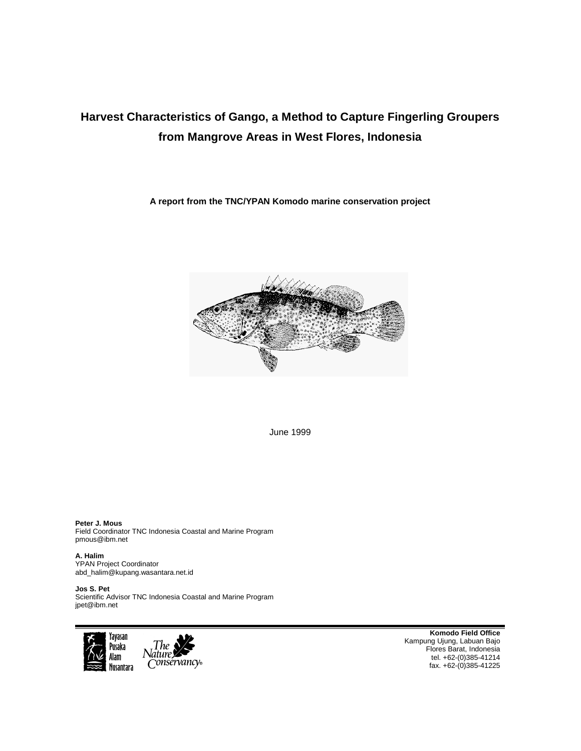# Harvest Characteristics of Gango, a Method to Capture Fingerling Groupers from Mangrove Areas in West Flores, Indonesia

**A report from the TNC/YPAN Komodo marine conservation project**

June 1999

**Peter J. Mous**
Field Coordinator TNC Indonesia Coastal and Marine Program
pmous@ibm.net

**A. Halim**
YPAN Project Coordinator
abd_halim@kupang.wasantara.net.id

**Jos S. Pet**
Scientific Advisor TNC Indonesia Coastal and Marine Program
jpet@ibm.net

Yayasan Pusaka Alam Nusantara

The Nature Conservancy®

**Komodo Field Office**
Kampung Ujung, Labuan Bajo
Flores Barat, Indonesia
tel. +62-(0)385-41214
fax. +62-(0)385-41225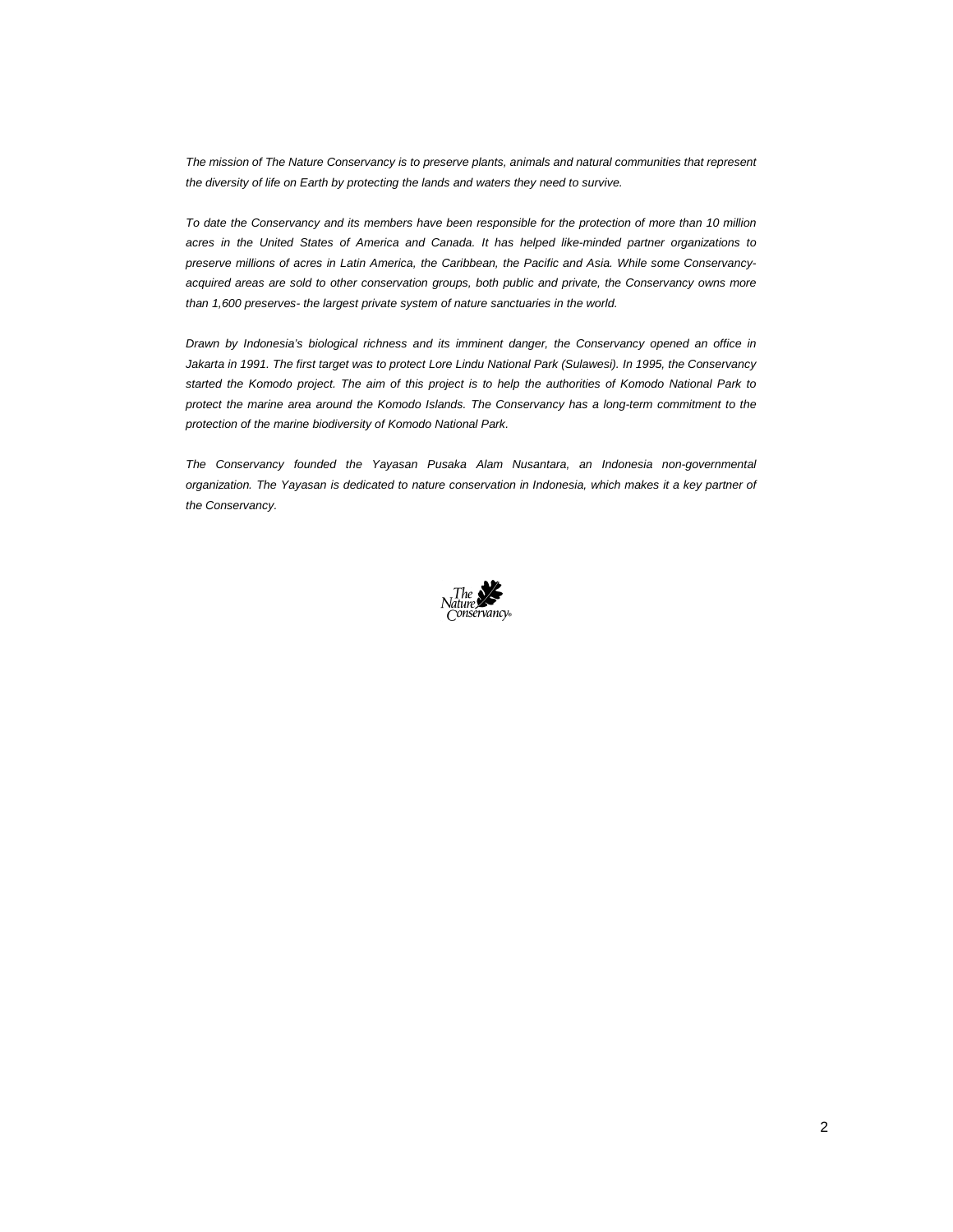*The mission of The Nature Conservancy is to preserve plants, animals and natural communities that represent the diversity of life on Earth by protecting the lands and waters they need to survive.*

*To date the Conservancy and its members have been responsible for the protection of more than 10 million acres in the United States of America and Canada. It has helped like-minded partner organizations to preserve millions of acres in Latin America, the Caribbean, the Pacific and Asia. While some Conservancy-acquired areas are sold to other conservation groups, both public and private, the Conservancy owns more than 1,600 preserves- the largest private system of nature sanctuaries in the world.*

*Drawn by Indonesia's biological richness and its imminent danger, the Conservancy opened an office in Jakarta in 1991. The first target was to protect Lore Lindu National Park (Sulawesi). In 1995, the Conservancy started the Komodo project. The aim of this project is to help the authorities of Komodo National Park to protect the marine area around the Komodo Islands. The Conservancy has a long-term commitment to the protection of the marine biodiversity of Komodo National Park.*

*The Conservancy founded the Yayasan Pusaka Alam Nusantara, an Indonesia non-governmental organization. The Yayasan is dedicated to nature conservation in Indonesia, which makes it a key partner of the Conservancy.*

The Nature Conservancy®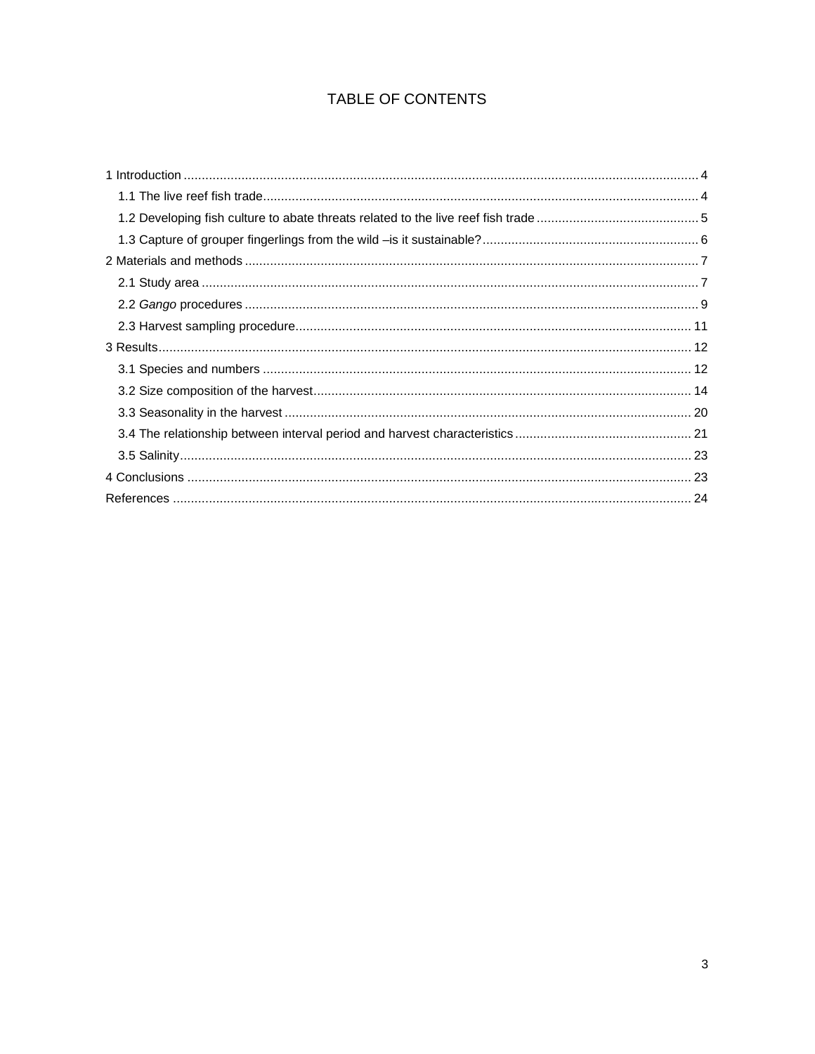# TABLE OF CONTENTS

1 Introduction .......... 4
- 1.1 The live reef fish trade .......... 4
- 1.2 Developing fish culture to abate threats related to the live reef fish trade .......... 5
- 1.3 Capture of grouper fingerlings from the wild –is it sustainable? .......... 6

2 Materials and methods .......... 7
- 2.1 Study area .......... 7
- 2.2 *Gango* procedures .......... 9
- 2.3 Harvest sampling procedure .......... 11

3 Results .......... 12
- 3.1 Species and numbers .......... 12
- 3.2 Size composition of the harvest .......... 14
- 3.3 Seasonality in the harvest .......... 20
- 3.4 The relationship between interval period and harvest characteristics .......... 21
- 3.5 Salinity .......... 23

4 Conclusions .......... 23

References .......... 24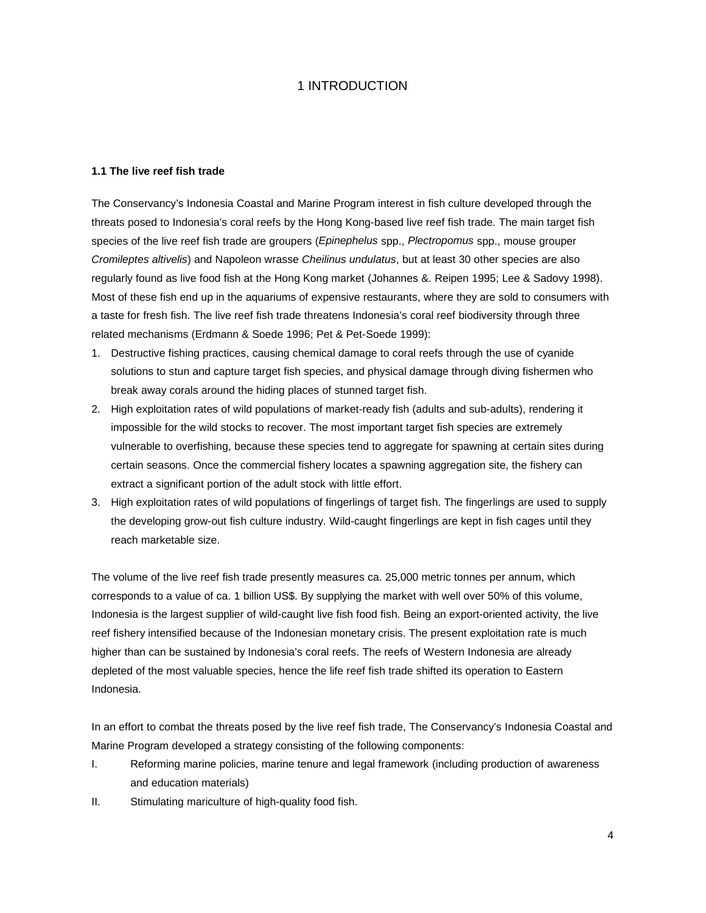# 1 INTRODUCTION

### 1.1 The live reef fish trade

The Conservancy's Indonesia Coastal and Marine Program interest in fish culture developed through the threats posed to Indonesia's coral reefs by the Hong Kong-based live reef fish trade. The main target fish species of the live reef fish trade are groupers (*Epinephelus* spp., *Plectropomus* spp., mouse grouper *Cromileptes altivelis*) and Napoleon wrasse *Cheilinus undulatus*, but at least 30 other species are also regularly found as live food fish at the Hong Kong market (Johannes &. Reipen 1995; Lee & Sadovy 1998). Most of these fish end up in the aquariums of expensive restaurants, where they are sold to consumers with a taste for fresh fish. The live reef fish trade threatens Indonesia's coral reef biodiversity through three related mechanisms (Erdmann & Soede 1996; Pet & Pet-Soede 1999):

1. Destructive fishing practices, causing chemical damage to coral reefs through the use of cyanide solutions to stun and capture target fish species, and physical damage through diving fishermen who break away corals around the hiding places of stunned target fish.
2. High exploitation rates of wild populations of market-ready fish (adults and sub-adults), rendering it impossible for the wild stocks to recover. The most important target fish species are extremely vulnerable to overfishing, because these species tend to aggregate for spawning at certain sites during certain seasons. Once the commercial fishery locates a spawning aggregation site, the fishery can extract a significant portion of the adult stock with little effort.
3. High exploitation rates of wild populations of fingerlings of target fish. The fingerlings are used to supply the developing grow-out fish culture industry. Wild-caught fingerlings are kept in fish cages until they reach marketable size.

The volume of the live reef fish trade presently measures ca. 25,000 metric tonnes per annum, which corresponds to a value of ca. 1 billion US$. By supplying the market with well over 50% of this volume, Indonesia is the largest supplier of wild-caught live fish food fish. Being an export-oriented activity, the live reef fishery intensified because of the Indonesian monetary crisis. The present exploitation rate is much higher than can be sustained by Indonesia's coral reefs. The reefs of Western Indonesia are already depleted of the most valuable species, hence the life reef fish trade shifted its operation to Eastern Indonesia.

In an effort to combat the threats posed by the live reef fish trade, The Conservancy's Indonesia Coastal and Marine Program developed a strategy consisting of the following components:

I. Reforming marine policies, marine tenure and legal framework (including production of awareness and education materials)

II. Stimulating mariculture of high-quality food fish.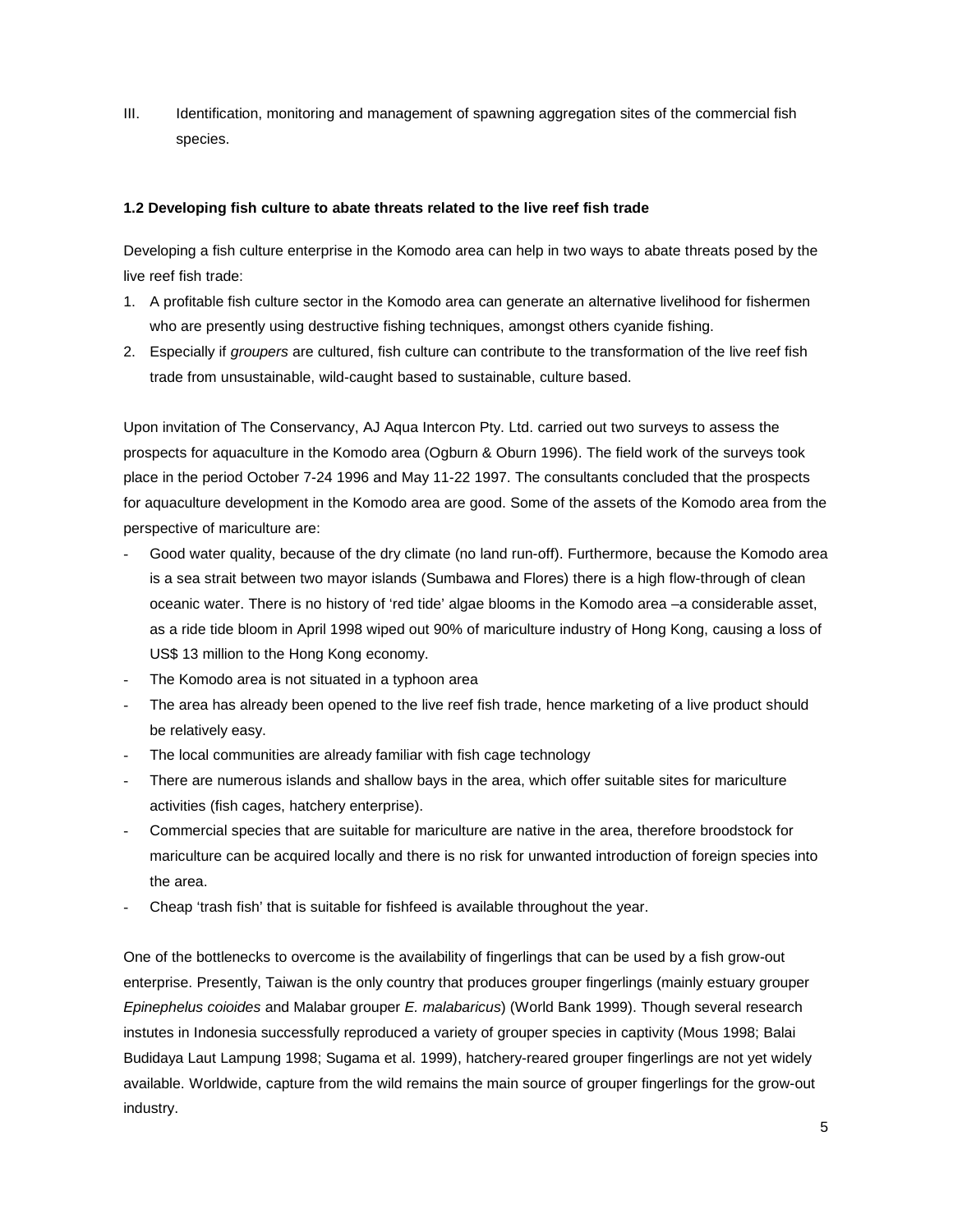III. Identification, monitoring and management of spawning aggregation sites of the commercial fish species.

### 1.2 Developing fish culture to abate threats related to the live reef fish trade

Developing a fish culture enterprise in the Komodo area can help in two ways to abate threats posed by the live reef fish trade:

1. A profitable fish culture sector in the Komodo area can generate an alternative livelihood for fishermen who are presently using destructive fishing techniques, amongst others cyanide fishing.
2. Especially if *groupers* are cultured, fish culture can contribute to the transformation of the live reef fish trade from unsustainable, wild-caught based to sustainable, culture based.

Upon invitation of The Conservancy, AJ Aqua Intercon Pty. Ltd. carried out two surveys to assess the prospects for aquaculture in the Komodo area (Ogburn & Oburn 1996). The field work of the surveys took place in the period October 7-24 1996 and May 11-22 1997. The consultants concluded that the prospects for aquaculture development in the Komodo area are good. Some of the assets of the Komodo area from the perspective of mariculture are:

- Good water quality, because of the dry climate (no land run-off). Furthermore, because the Komodo area is a sea strait between two mayor islands (Sumbawa and Flores) there is a high flow-through of clean oceanic water. There is no history of 'red tide' algae blooms in the Komodo area –a considerable asset, as a ride tide bloom in April 1998 wiped out 90% of mariculture industry of Hong Kong, causing a loss of US$ 13 million to the Hong Kong economy.
- The Komodo area is not situated in a typhoon area
- The area has already been opened to the live reef fish trade, hence marketing of a live product should be relatively easy.
- The local communities are already familiar with fish cage technology
- There are numerous islands and shallow bays in the area, which offer suitable sites for mariculture activities (fish cages, hatchery enterprise).
- Commercial species that are suitable for mariculture are native in the area, therefore broodstock for mariculture can be acquired locally and there is no risk for unwanted introduction of foreign species into the area.
- Cheap 'trash fish' that is suitable for fishfeed is available throughout the year.

One of the bottlenecks to overcome is the availability of fingerlings that can be used by a fish grow-out enterprise. Presently, Taiwan is the only country that produces grouper fingerlings (mainly estuary grouper *Epinephelus coioides* and Malabar grouper *E. malabaricus*) (World Bank 1999). Though several research instutes in Indonesia successfully reproduced a variety of grouper species in captivity (Mous 1998; Balai Budidaya Laut Lampung 1998; Sugama et al. 1999), hatchery-reared grouper fingerlings are not yet widely available. Worldwide, capture from the wild remains the main source of grouper fingerlings for the grow-out industry.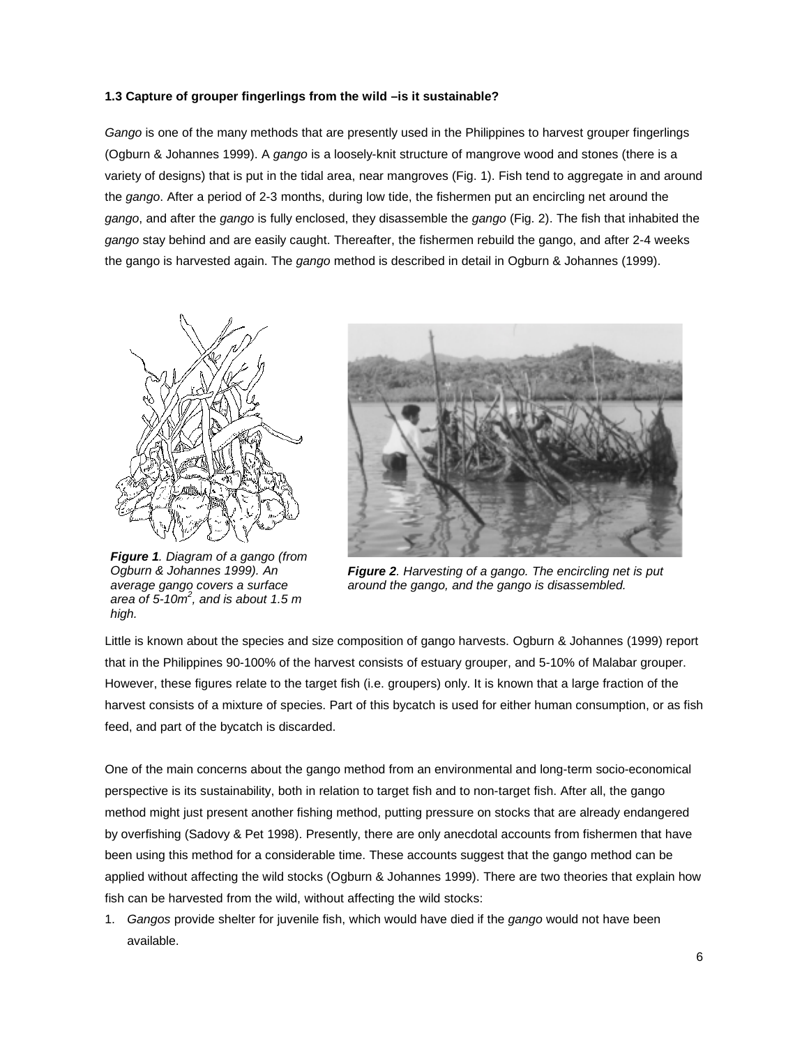### 1.3 Capture of grouper fingerlings from the wild –is it sustainable?

*Gango* is one of the many methods that are presently used in the Philippines to harvest grouper fingerlings (Ogburn & Johannes 1999). A *gango* is a loosely-knit structure of mangrove wood and stones (there is a variety of designs) that is put in the tidal area, near mangroves (Fig. 1). Fish tend to aggregate in and around the *gango*. After a period of 2-3 months, during low tide, the fishermen put an encircling net around the *gango*, and after the *gango* is fully enclosed, they disassemble the *gango* (Fig. 2). The fish that inhabited the *gango* stay behind and are easily caught. Thereafter, the fishermen rebuild the gango, and after 2-4 weeks the gango is harvested again. The *gango* method is described in detail in Ogburn & Johannes (1999).

***Figure 1**. Diagram of a gango (from Ogburn & Johannes 1999). An average gango covers a surface area of 5-10m$^2$, and is about 1.5 m high.*

***Figure 2**. Harvesting of a gango. The encircling net is put around the gango, and the gango is disassembled.*

Little is known about the species and size composition of gango harvests. Ogburn & Johannes (1999) report that in the Philippines 90-100% of the harvest consists of estuary grouper, and 5-10% of Malabar grouper. However, these figures relate to the target fish (i.e. groupers) only. It is known that a large fraction of the harvest consists of a mixture of species. Part of this bycatch is used for either human consumption, or as fish feed, and part of the bycatch is discarded.

One of the main concerns about the gango method from an environmental and long-term socio-economical perspective is its sustainability, both in relation to target fish and to non-target fish. After all, the gango method might just present another fishing method, putting pressure on stocks that are already endangered by overfishing (Sadovy & Pet 1998). Presently, there are only anecdotal accounts from fishermen that have been using this method for a considerable time. These accounts suggest that the gango method can be applied without affecting the wild stocks (Ogburn & Johannes 1999). There are two theories that explain how fish can be harvested from the wild, without affecting the wild stocks:

1. *Gangos* provide shelter for juvenile fish, which would have died if the *gango* would not have been available.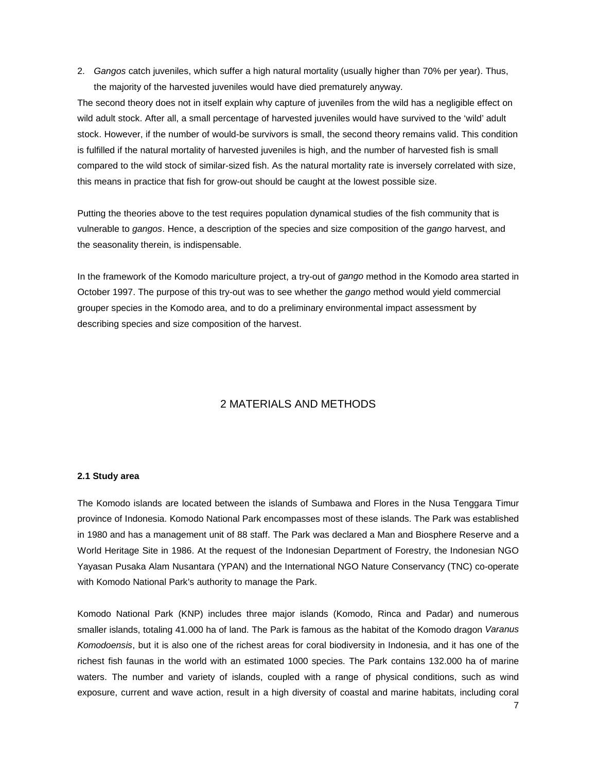2. *Gangos* catch juveniles, which suffer a high natural mortality (usually higher than 70% per year). Thus, the majority of the harvested juveniles would have died prematurely anyway.

The second theory does not in itself explain why capture of juveniles from the wild has a negligible effect on wild adult stock. After all, a small percentage of harvested juveniles would have survived to the 'wild' adult stock. However, if the number of would-be survivors is small, the second theory remains valid. This condition is fulfilled if the natural mortality of harvested juveniles is high, and the number of harvested fish is small compared to the wild stock of similar-sized fish. As the natural mortality rate is inversely correlated with size, this means in practice that fish for grow-out should be caught at the lowest possible size.

Putting the theories above to the test requires population dynamical studies of the fish community that is vulnerable to *gangos*. Hence, a description of the species and size composition of the *gango* harvest, and the seasonality therein, is indispensable.

In the framework of the Komodo mariculture project, a try-out of *gango* method in the Komodo area started in October 1997. The purpose of this try-out was to see whether the *gango* method would yield commercial grouper species in the Komodo area, and to do a preliminary environmental impact assessment by describing species and size composition of the harvest.

# 2 MATERIALS AND METHODS

### 2.1 Study area

The Komodo islands are located between the islands of Sumbawa and Flores in the Nusa Tenggara Timur province of Indonesia. Komodo National Park encompasses most of these islands. The Park was established in 1980 and has a management unit of 88 staff. The Park was declared a Man and Biosphere Reserve and a World Heritage Site in 1986. At the request of the Indonesian Department of Forestry, the Indonesian NGO Yayasan Pusaka Alam Nusantara (YPAN) and the International NGO Nature Conservancy (TNC) co-operate with Komodo National Park's authority to manage the Park.

Komodo National Park (KNP) includes three major islands (Komodo, Rinca and Padar) and numerous smaller islands, totaling 41.000 ha of land. The Park is famous as the habitat of the Komodo dragon *Varanus Komodoensis*, but it is also one of the richest areas for coral biodiversity in Indonesia, and it has one of the richest fish faunas in the world with an estimated 1000 species. The Park contains 132.000 ha of marine waters. The number and variety of islands, coupled with a range of physical conditions, such as wind exposure, current and wave action, result in a high diversity of coastal and marine habitats, including coral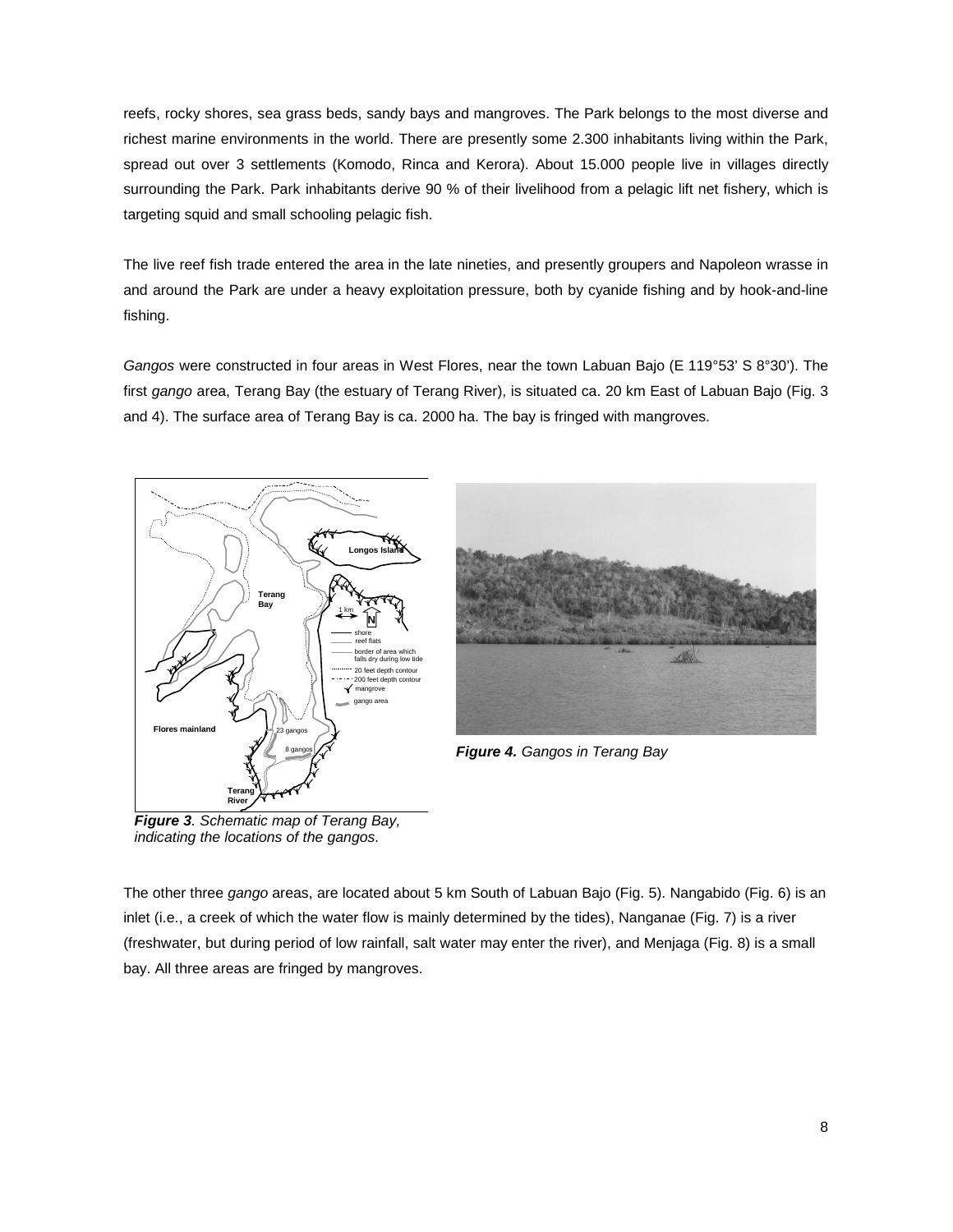reefs, rocky shores, sea grass beds, sandy bays and mangroves. The Park belongs to the most diverse and richest marine environments in the world. There are presently some 2.300 inhabitants living within the Park, spread out over 3 settlements (Komodo, Rinca and Kerora). About 15.000 people live in villages directly surrounding the Park. Park inhabitants derive 90 % of their livelihood from a pelagic lift net fishery, which is targeting squid and small schooling pelagic fish.

The live reef fish trade entered the area in the late nineties, and presently groupers and Napoleon wrasse in and around the Park are under a heavy exploitation pressure, both by cyanide fishing and by hook-and-line fishing.

*Gangos* were constructed in four areas in West Flores, near the town Labuan Bajo (E 119°53' S 8°30'). The first *gango* area, Terang Bay (the estuary of Terang River), is situated ca. 20 km East of Labuan Bajo (Fig. 3 and 4). The surface area of Terang Bay is ca. 2000 ha. The bay is fringed with mangroves.

***Figure 3**. Schematic map of Terang Bay, indicating the locations of the gangos.*

***Figure 4.** Gangos in Terang Bay*

The other three *gango* areas, are located about 5 km South of Labuan Bajo (Fig. 5). Nangabido (Fig. 6) is an inlet (i.e., a creek of which the water flow is mainly determined by the tides), Nanganae (Fig. 7) is a river (freshwater, but during period of low rainfall, salt water may enter the river), and Menjaga (Fig. 8) is a small bay. All three areas are fringed by mangroves.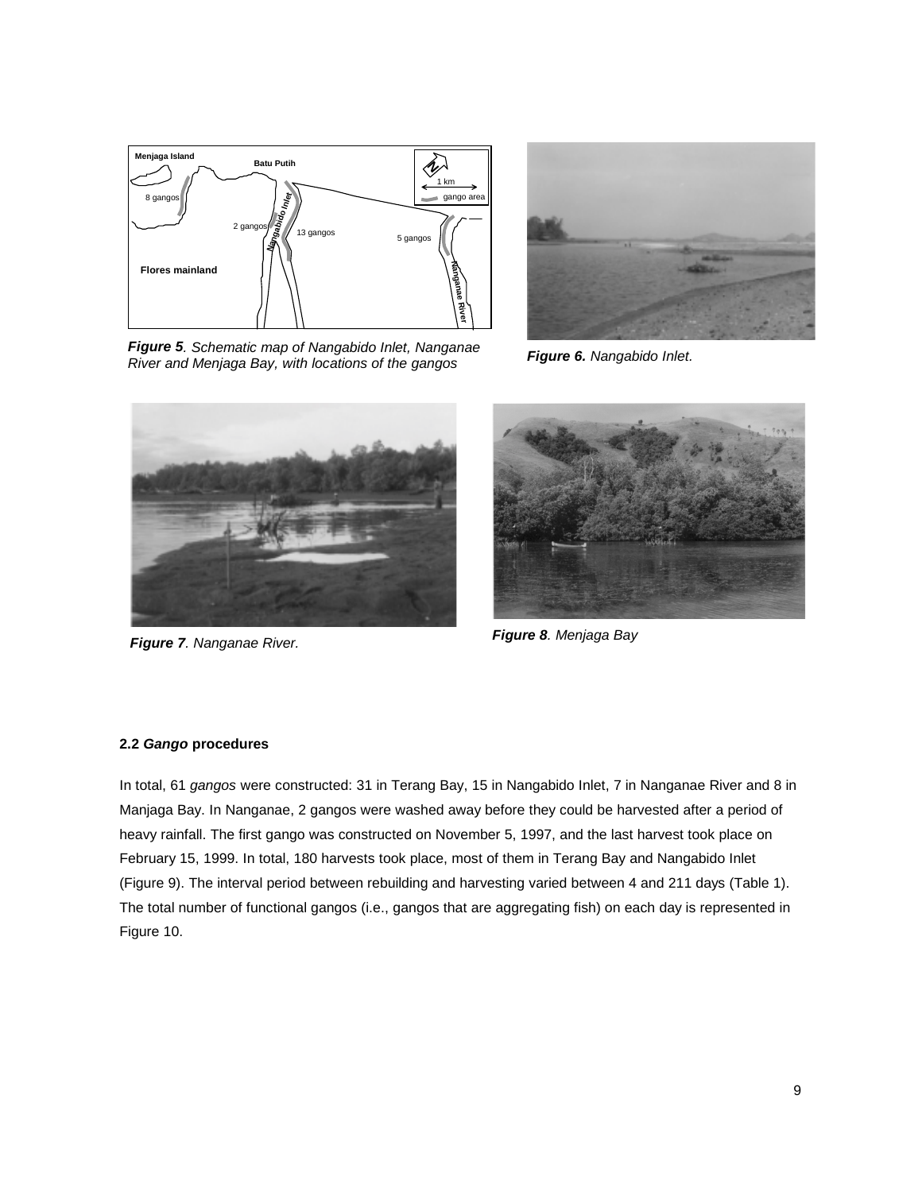*Figure 5*. Schematic map of Nangabido Inlet, Nanganae River and Menjaga Bay, with locations of the gangos

*Figure 6.* Nangabido Inlet.

*Figure 7*. Nanganae River.

*Figure 8*. Menjaga Bay

### 2.2 *Gango* procedures

In total, 61 *gangos* were constructed: 31 in Terang Bay, 15 in Nangabido Inlet, 7 in Nanganae River and 8 in Manjaga Bay. In Nanganae, 2 gangos were washed away before they could be harvested after a period of heavy rainfall. The first gango was constructed on November 5, 1997, and the last harvest took place on February 15, 1999. In total, 180 harvests took place, most of them in Terang Bay and Nangabido Inlet (Figure 9). The interval period between rebuilding and harvesting varied between 4 and 211 days (Table 1). The total number of functional gangos (i.e., gangos that are aggregating fish) on each day is represented in Figure 10.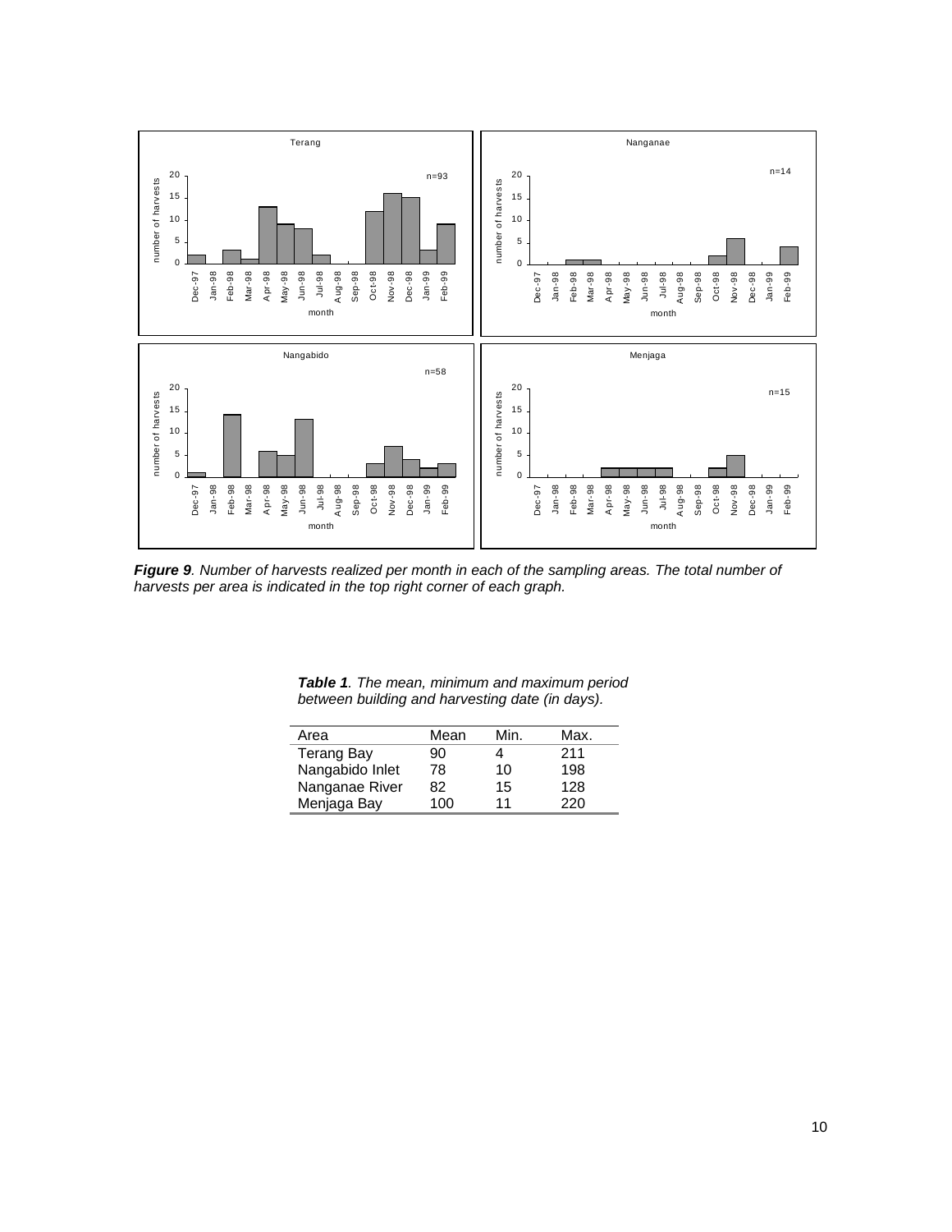***Figure 9***. *Number of harvests realized per month in each of the sampling areas. The total number of harvests per area is indicated in the top right corner of each graph.*

***Table 1****. The mean, minimum and maximum period between building and harvesting date (in days).*

| Area | Mean | Min. | Max. |
|---|---|---|---|
| Terang Bay | 90 | 4 | 211 |
| Nangabido Inlet | 78 | 10 | 198 |
| Nanganae River | 82 | 15 | 128 |
| Menjaga Bay | 100 | 11 | 220 |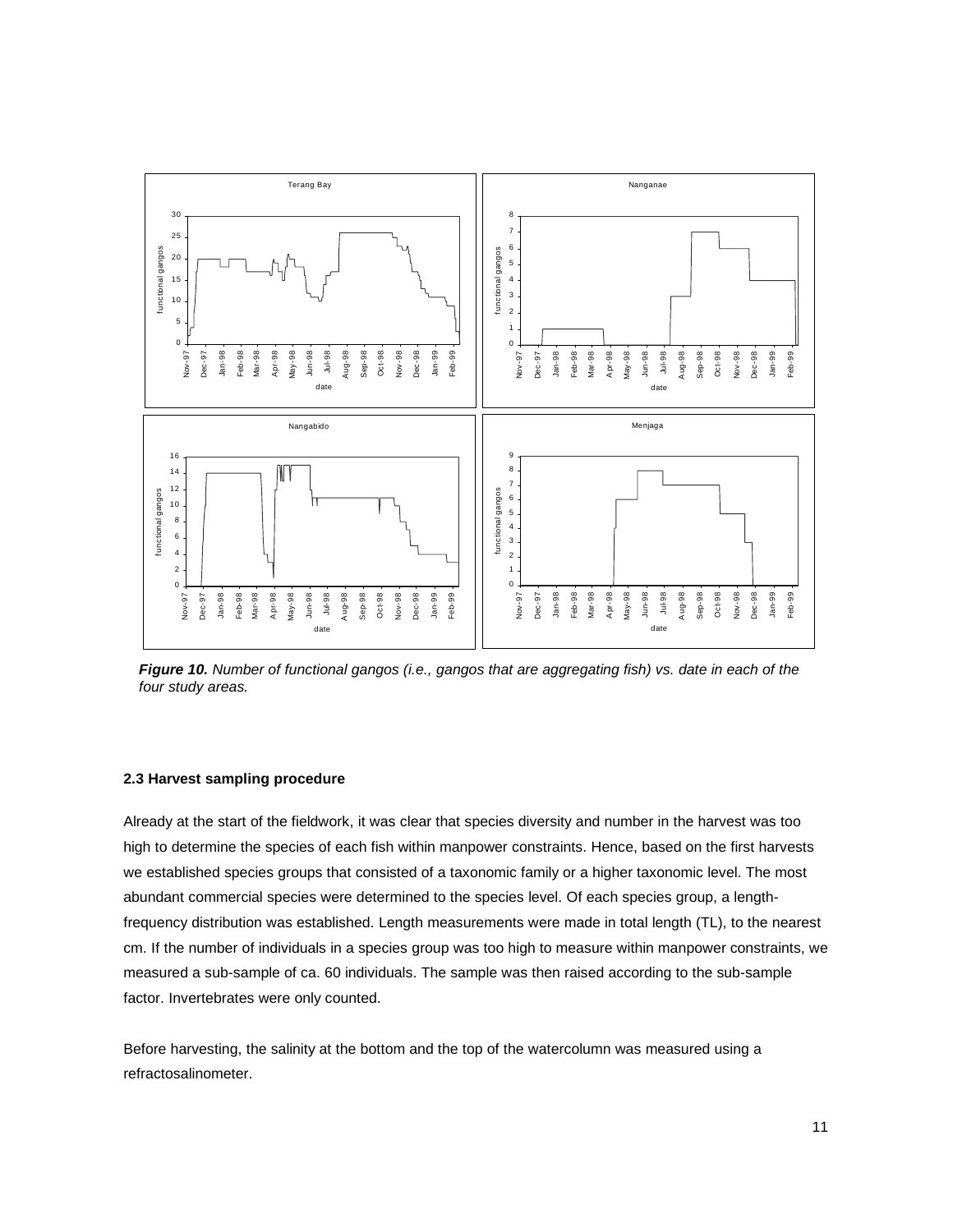***Figure 10.*** *Number of functional gangos (i.e., gangos that are aggregating fish) vs. date in each of the four study areas.*

### 2.3 Harvest sampling procedure

Already at the start of the fieldwork, it was clear that species diversity and number in the harvest was too high to determine the species of each fish within manpower constraints. Hence, based on the first harvests we established species groups that consisted of a taxonomic family or a higher taxonomic level. The most abundant commercial species were determined to the species level. Of each species group, a length-frequency distribution was established. Length measurements were made in total length (TL), to the nearest cm. If the number of individuals in a species group was too high to measure within manpower constraints, we measured a sub-sample of ca. 60 individuals. The sample was then raised according to the sub-sample factor. Invertebrates were only counted.

Before harvesting, the salinity at the bottom and the top of the watercolumn was measured using a refractosalinometer.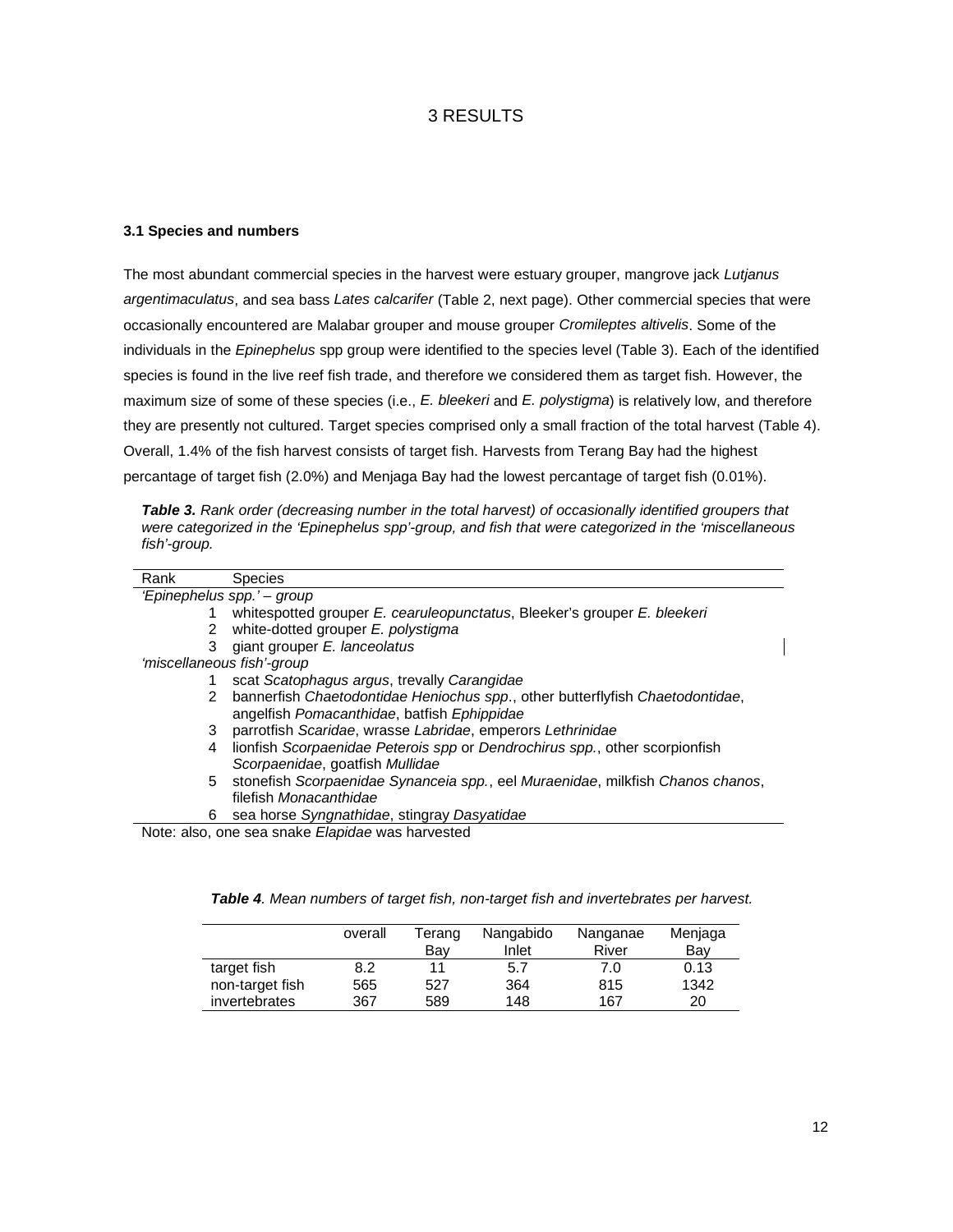# 3 RESULTS

### 3.1 Species and numbers

The most abundant commercial species in the harvest were estuary grouper, mangrove jack *Lutjanus argentimaculatus*, and sea bass *Lates calcarifer* (Table 2, next page). Other commercial species that were occasionally encountered are Malabar grouper and mouse grouper *Cromileptes altivelis*. Some of the individuals in the *Epinephelus* spp group were identified to the species level (Table 3). Each of the identified species is found in the live reef fish trade, and therefore we considered them as target fish. However, the maximum size of some of these species (i.e., *E. bleekeri* and *E. polystigma*) is relatively low, and therefore they are presently not cultured. Target species comprised only a small fraction of the total harvest (Table 4). Overall, 1.4% of the fish harvest consists of target fish. Harvests from Terang Bay had the highest percantage of target fish (2.0%) and Menjaga Bay had the lowest percantage of target fish (0.01%).

***Table 3.*** *Rank order (decreasing number in the total harvest) of occasionally identified groupers that were categorized in the 'Epinephelus spp'-group, and fish that were categorized in the 'miscellaneous fish'-group.*

| Rank | Species |
|---|---|
| *'Epinephelus spp.' – group* | |
| 1 | whitespotted grouper *E. cearuleopunctatus*, Bleeker's grouper *E. bleekeri* |
| 2 | white-dotted grouper *E. polystigma* |
| 3 | giant grouper *E. lanceolatus* |
| *'miscellaneous fish'-group* | |
| 1 | scat *Scatophagus argus*, trevally *Carangidae* |
| 2 | bannerfish *Chaetodontidae Heniochus spp*., other butterflyfish *Chaetodontidae*, angelfish *Pomacanthidae*, batfish *Ephippidae* |
| 3 | parrotfish *Scaridae*, wrasse *Labridae*, emperors *Lethrinidae* |
| 4 | lionfish *Scorpaenidae Peterois spp* or *Dendrochirus spp.*, other scorpionfish *Scorpaenidae*, goatfish *Mullidae* |
| 5 | stonefish *Scorpaenidae Synanceia spp.*, eel *Muraenidae*, milkfish *Chanos chanos*, filefish *Monacanthidae* |
| 6 | sea horse *Syngnathidae*, stingray *Dasyatidae* |

Note: also, one sea snake *Elapidae* was harvested

***Table 4****. Mean numbers of target fish, non-target fish and invertebrates per harvest.*

| | overall | Terang Bay | Nangabido Inlet | Nanganae River | Menjaga Bay |
|---|---|---|---|---|---|
| target fish | 8.2 | 11 | 5.7 | 7.0 | 0.13 |
| non-target fish | 565 | 527 | 364 | 815 | 1342 |
| invertebrates | 367 | 589 | 148 | 167 | 20 |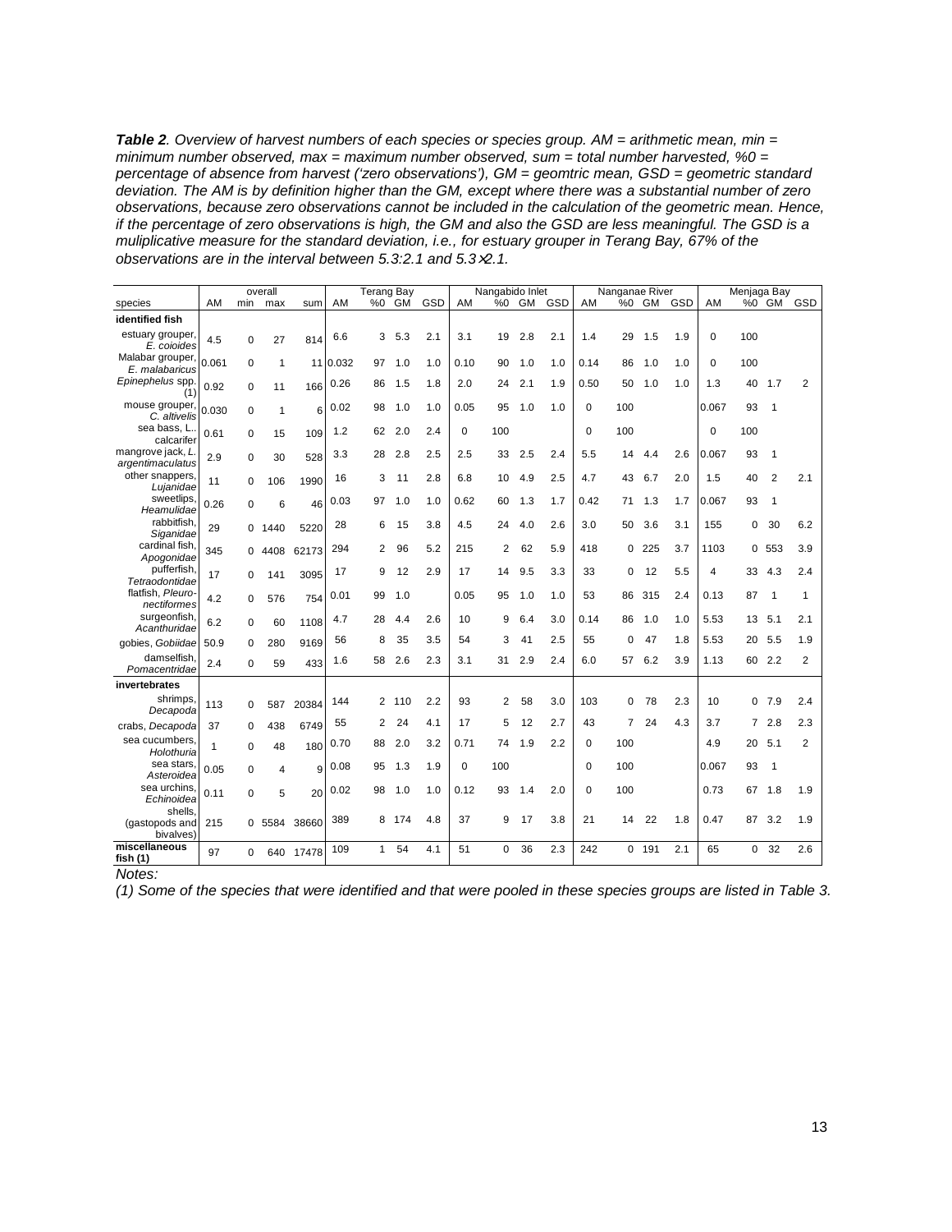***Table 2**. Overview of harvest numbers of each species or species group. AM = arithmetic mean, min = minimum number observed, max = maximum number observed, sum = total number harvested, %0 = percentage of absence from harvest ('zero observations'), GM = geomtric mean, GSD = geometric standard deviation. The AM is by definition higher than the GM, except where there was a substantial number of zero observations, because zero observations cannot be included in the calculation of the geometric mean. Hence, if the percentage of zero observations is high, the GM and also the GSD are less meaningful. The GSD is a muliplicative measure for the standard deviation, i.e., for estuary grouper in Terang Bay, 67% of the observations are in the interval between 5.3:2.1 and 5.3×2.1.*

| species | overall | | | | Terang Bay | | | | Nangabido Inlet | | | | Nanganae River | | | | Menjaga Bay | | | |
|---|---|---|---|---|---|---|---|---|---|---|---|---|---|---|---|---|---|---|---|---|
| | AM | min | max | sum | AM | %0 | GM | GSD | AM | %0 | GM | GSD | AM | %0 | GM | GSD | AM | %0 | GM | GSD |
| **identified fish** | | | | | | | | | | | | | | | | | | | | |
| estuary grouper, *E. coioides* | 4.5 | 0 | 27 | 814 | 6.6 | 3 | 5.3 | 2.1 | 3.1 | 19 | 2.8 | 2.1 | 1.4 | 29 | 1.5 | 1.9 | 0 | 100 | | |
| Malabar grouper, *E. malabaricus* | 0.061 | 0 | 1 | 11 | 0.032 | 97 | 1.0 | 1.0 | 0.10 | 90 | 1.0 | 1.0 | 0.14 | 86 | 1.0 | 1.0 | 0 | 100 | | |
| *Epinephelus* spp. (1) | 0.92 | 0 | 11 | 166 | 0.26 | 86 | 1.5 | 1.8 | 2.0 | 24 | 2.1 | 1.9 | 0.50 | 50 | 1.0 | 1.0 | 1.3 | 40 | 1.7 | 2 |
| mouse grouper, *C. altivelis* | 0.030 | 0 | 1 | 6 | 0.02 | 98 | 1.0 | 1.0 | 0.05 | 95 | 1.0 | 1.0 | 0 | 100 | | | 0.067 | 93 | 1 | |
| sea bass, *L. calcarifer* | 0.61 | 0 | 15 | 109 | 1.2 | 62 | 2.0 | 2.4 | 0 | 100 | | | 0 | 100 | | | 0 | 100 | | |
| mangrove jack, *L. argentimaculatus* | 2.9 | 0 | 30 | 528 | 3.3 | 28 | 2.8 | 2.5 | 2.5 | 33 | 2.5 | 2.4 | 5.5 | 14 | 4.4 | 2.6 | 0.067 | 93 | 1 | |
| other snappers, *Lujanidae* | 11 | 0 | 106 | 1990 | 16 | 3 | 11 | 2.8 | 6.8 | 10 | 4.9 | 2.5 | 4.7 | 43 | 6.7 | 2.0 | 1.5 | 40 | 2 | 2.1 |
| sweetlips, *Heamulidae* | 0.26 | 0 | 6 | 46 | 0.03 | 97 | 1.0 | 1.0 | 0.62 | 60 | 1.3 | 1.7 | 0.42 | 71 | 1.3 | 1.7 | 0.067 | 93 | 1 | |
| rabbitfish, *Siganidae* | 29 | 0 | 1440 | 5220 | 28 | 6 | 15 | 3.8 | 4.5 | 24 | 4.0 | 2.6 | 3.0 | 50 | 3.6 | 3.1 | 155 | 0 | 30 | 6.2 |
| cardinal fish, *Apogonidae* | 345 | 0 | 4408 | 62173 | 294 | 2 | 96 | 5.2 | 215 | 2 | 62 | 5.9 | 418 | 0 | 225 | 3.7 | 1103 | 0 | 553 | 3.9 |
| pufferfish, *Tetraodontidae* | 17 | 0 | 141 | 3095 | 17 | 9 | 12 | 2.9 | 17 | 14 | 9.5 | 3.3 | 33 | 0 | 12 | 5.5 | 4 | 33 | 4.3 | 2.4 |
| flatfish, *Pleuronectiformes* | 4.2 | 0 | 576 | 754 | 0.01 | 99 | 1.0 | | 0.05 | 95 | 1.0 | 1.0 | 53 | 86 | 315 | 2.4 | 0.13 | 87 | 1 | 1 |
| surgeonfish, *Acanthuridae* | 6.2 | 0 | 60 | 1108 | 4.7 | 28 | 4.4 | 2.6 | 10 | 9 | 6.4 | 3.0 | 0.14 | 86 | 1.0 | 1.0 | 5.53 | 13 | 5.1 | 2.1 |
| gobies, *Gobiidae* | 50.9 | 0 | 280 | 9169 | 56 | 8 | 35 | 3.5 | 54 | 3 | 41 | 2.5 | 55 | 0 | 47 | 1.8 | 5.53 | 20 | 5.5 | 1.9 |
| damselfish, *Pomacentridae* | 2.4 | 0 | 59 | 433 | 1.6 | 58 | 2.6 | 2.3 | 3.1 | 31 | 2.9 | 2.4 | 6.0 | 57 | 6.2 | 3.9 | 1.13 | 60 | 2.2 | 2 |
| **invertebrates** | | | | | | | | | | | | | | | | | | | | |
| shrimps, *Decapoda* | 113 | 0 | 587 | 20384 | 144 | 2 | 110 | 2.2 | 93 | 2 | 58 | 3.0 | 103 | 0 | 78 | 2.3 | 10 | 0 | 7.9 | 2.4 |
| crabs, *Decapoda* | 37 | 0 | 438 | 6749 | 55 | 2 | 24 | 4.1 | 17 | 5 | 12 | 2.7 | 43 | 7 | 24 | 4.3 | 3.7 | 7 | 2.8 | 2.3 |
| sea cucumbers, *Holothuria* | 1 | 0 | 48 | 180 | 0.70 | 88 | 2.0 | 3.2 | 0.71 | 74 | 1.9 | 2.2 | 0 | 100 | | | 4.9 | 20 | 5.1 | 2 |
| sea stars, *Asteroidea* | 0.05 | 0 | 4 | 9 | 0.08 | 95 | 1.3 | 1.9 | 0 | 100 | | | 0 | 100 | | | 0.067 | 93 | 1 | |
| sea urchins, *Echinoidea* | 0.11 | 0 | 5 | 20 | 0.02 | 98 | 1.0 | 1.0 | 0.12 | 93 | 1.4 | 2.0 | 0 | 100 | | | 0.73 | 67 | 1.8 | 1.9 |
| shells, (gastopods and bivalves) | 215 | 0 | 5584 | 38660 | 389 | 8 | 174 | 4.8 | 37 | 9 | 17 | 3.8 | 21 | 14 | 22 | 1.8 | 0.47 | 87 | 3.2 | 1.9 |
| **miscellaneous fish (1)** | 97 | 0 | 640 | 17478 | 109 | 1 | 54 | 4.1 | 51 | 0 | 36 | 2.3 | 242 | 0 | 191 | 2.1 | 65 | 0 | 32 | 2.6 |

*Notes:*

*(1) Some of the species that were identified and that were pooled in these species groups are listed in Table 3.*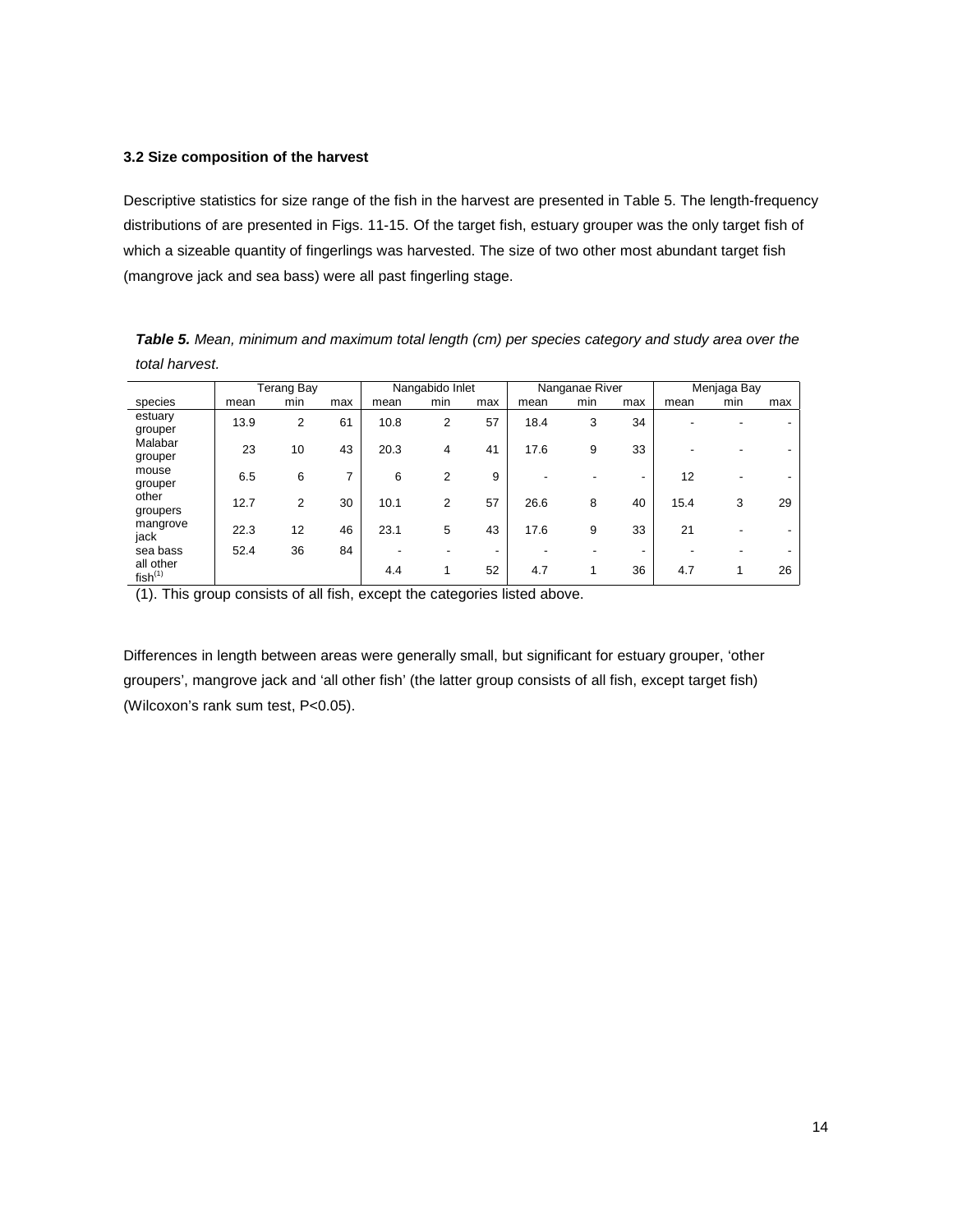### 3.2 Size composition of the harvest

Descriptive statistics for size range of the fish in the harvest are presented in Table 5. The length-frequency distributions of are presented in Figs. 11-15. Of the target fish, estuary grouper was the only target fish of which a sizeable quantity of fingerlings was harvested. The size of two other most abundant target fish (mangrove jack and sea bass) were all past fingerling stage.

***Table 5.*** *Mean, minimum and maximum total length (cm) per species category and study area over the total harvest.*

| | Terang Bay | | | Nangabido Inlet | | | Nanganae River | | | Menjaga Bay | | |
|---|---|---|---|---|---|---|---|---|---|---|---|---|
| species | mean | min | max | mean | min | max | mean | min | max | mean | min | max |
| estuary grouper | 13.9 | 2 | 61 | 10.8 | 2 | 57 | 18.4 | 3 | 34 | - | - | - |
| Malabar grouper | 23 | 10 | 43 | 20.3 | 4 | 41 | 17.6 | 9 | 33 | - | - | - |
| mouse grouper | 6.5 | 6 | 7 | 6 | 2 | 9 | - | - | - | 12 | - | - |
| other groupers | 12.7 | 2 | 30 | 10.1 | 2 | 57 | 26.6 | 8 | 40 | 15.4 | 3 | 29 |
| mangrove jack | 22.3 | 12 | 46 | 23.1 | 5 | 43 | 17.6 | 9 | 33 | 21 | - | - |
| sea bass | 52.4 | 36 | 84 | - | - | - | - | - | - | - | - | - |
| all other fish[(1)] | | | | 4.4 | 1 | 52 | 4.7 | 1 | 36 | 4.7 | 1 | 26 |

(1). This group consists of all fish, except the categories listed above.

Differences in length between areas were generally small, but significant for estuary grouper, 'other groupers', mangrove jack and 'all other fish' (the latter group consists of all fish, except target fish) (Wilcoxon's rank sum test, $P<0.05$).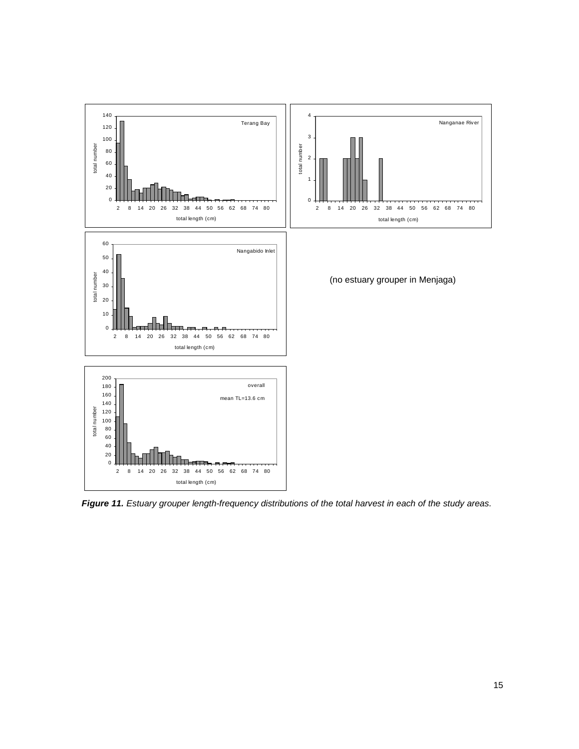(no estuary grouper in Menjaga)

***Figure 11.*** *Estuary grouper length-frequency distributions of the total harvest in each of the study areas.*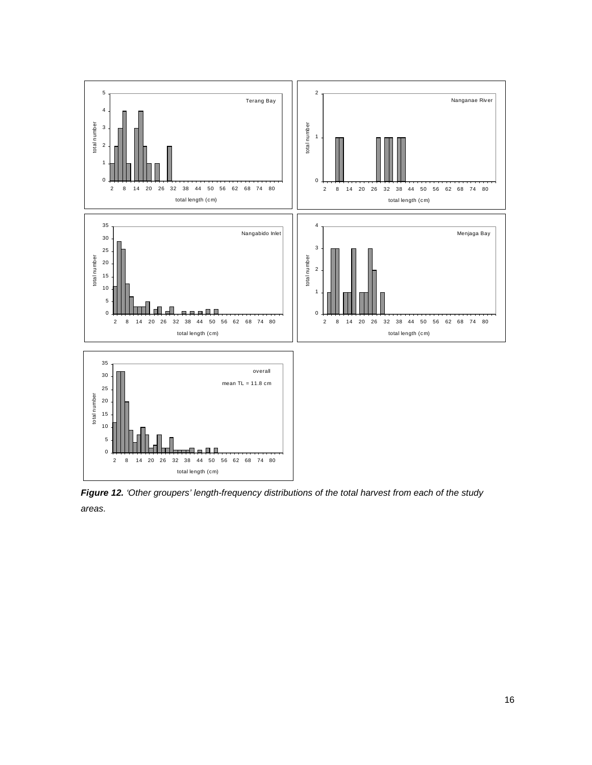***Figure 12.*** *'Other groupers' length-frequency distributions of the total harvest from each of the study areas.*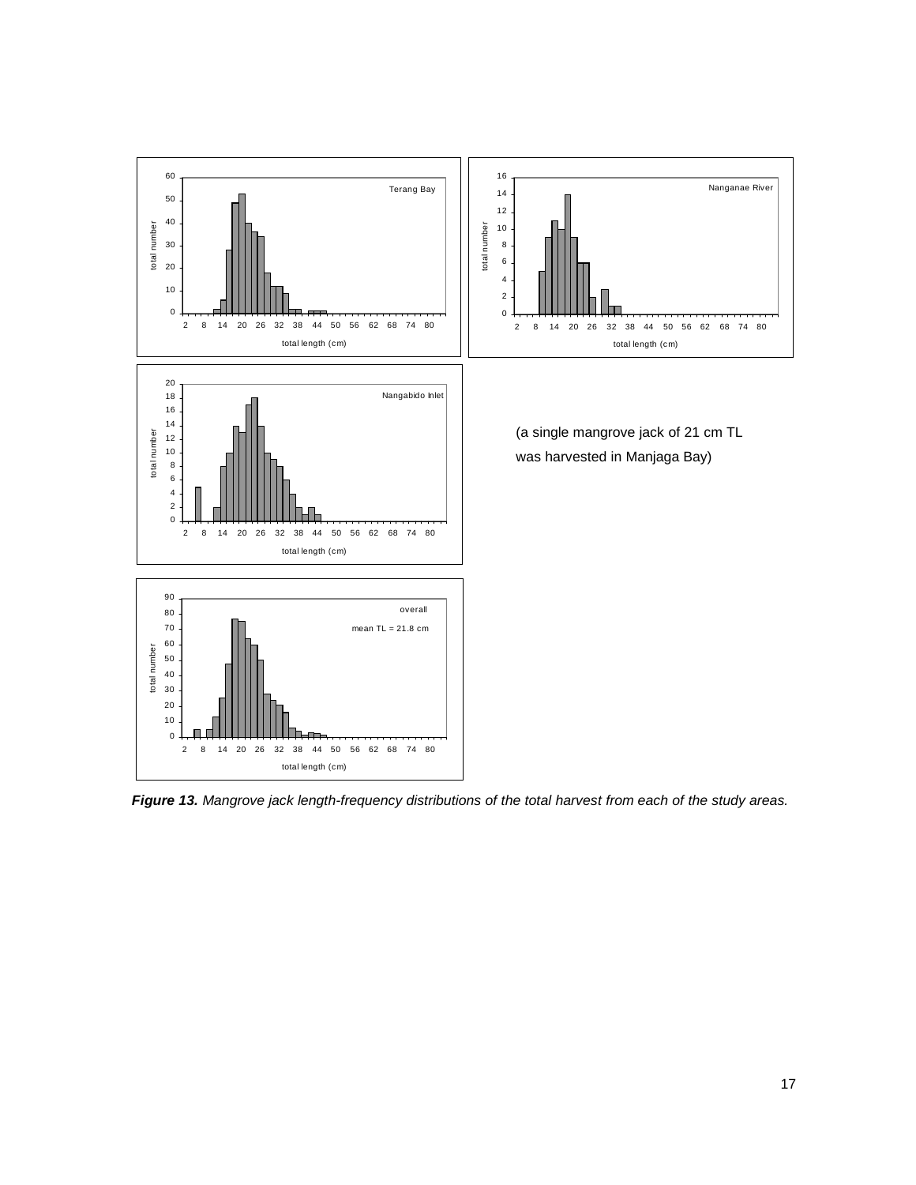(a single mangrove jack of 21 cm TL was harvested in Manjaga Bay)

***Figure 13.*** *Mangrove jack length-frequency distributions of the total harvest from each of the study areas.*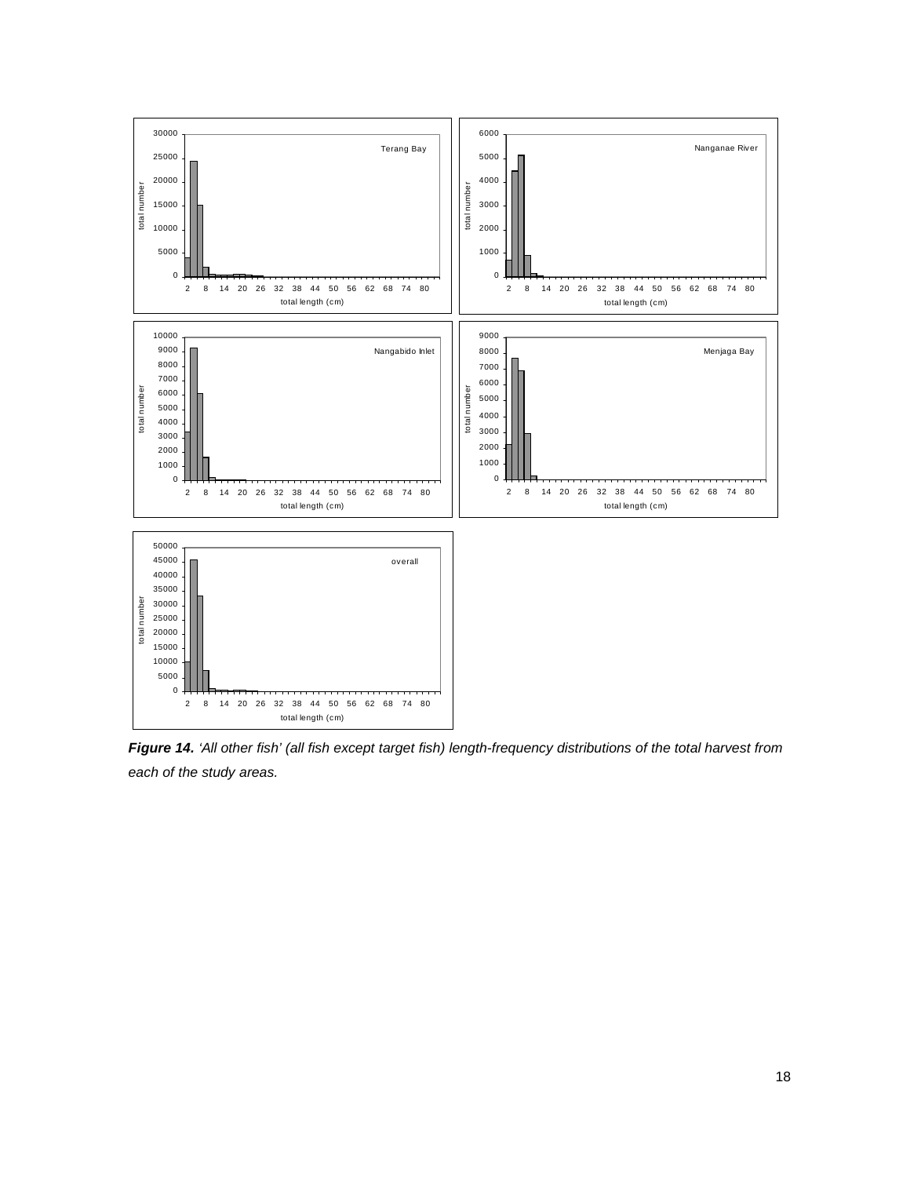***Figure 14.*** *'All other fish' (all fish except target fish) length-frequency distributions of the total harvest from each of the study areas.*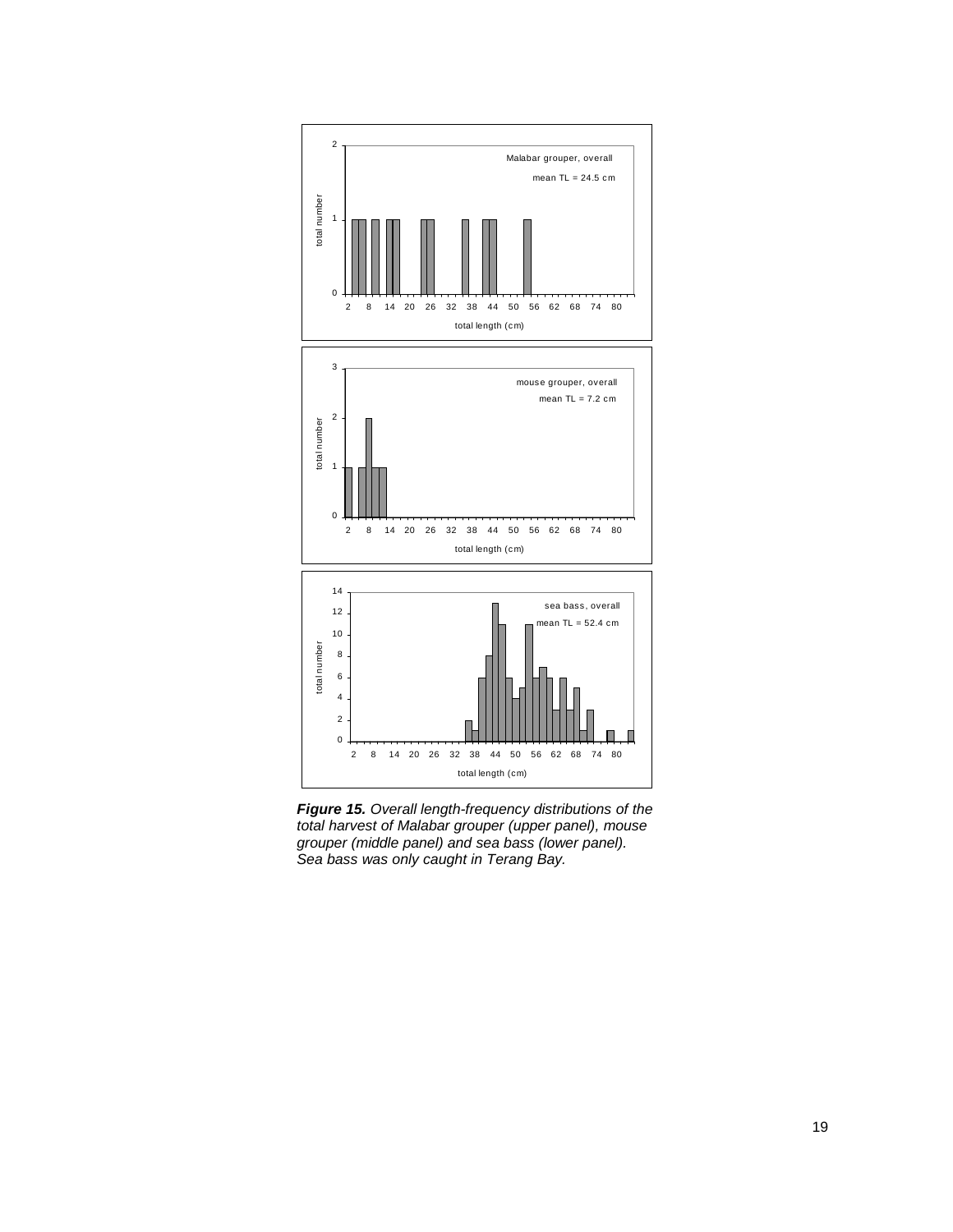*__Figure 15.__ Overall length-frequency distributions of the total harvest of Malabar grouper (upper panel), mouse grouper (middle panel) and sea bass (lower panel). Sea bass was only caught in Terang Bay.*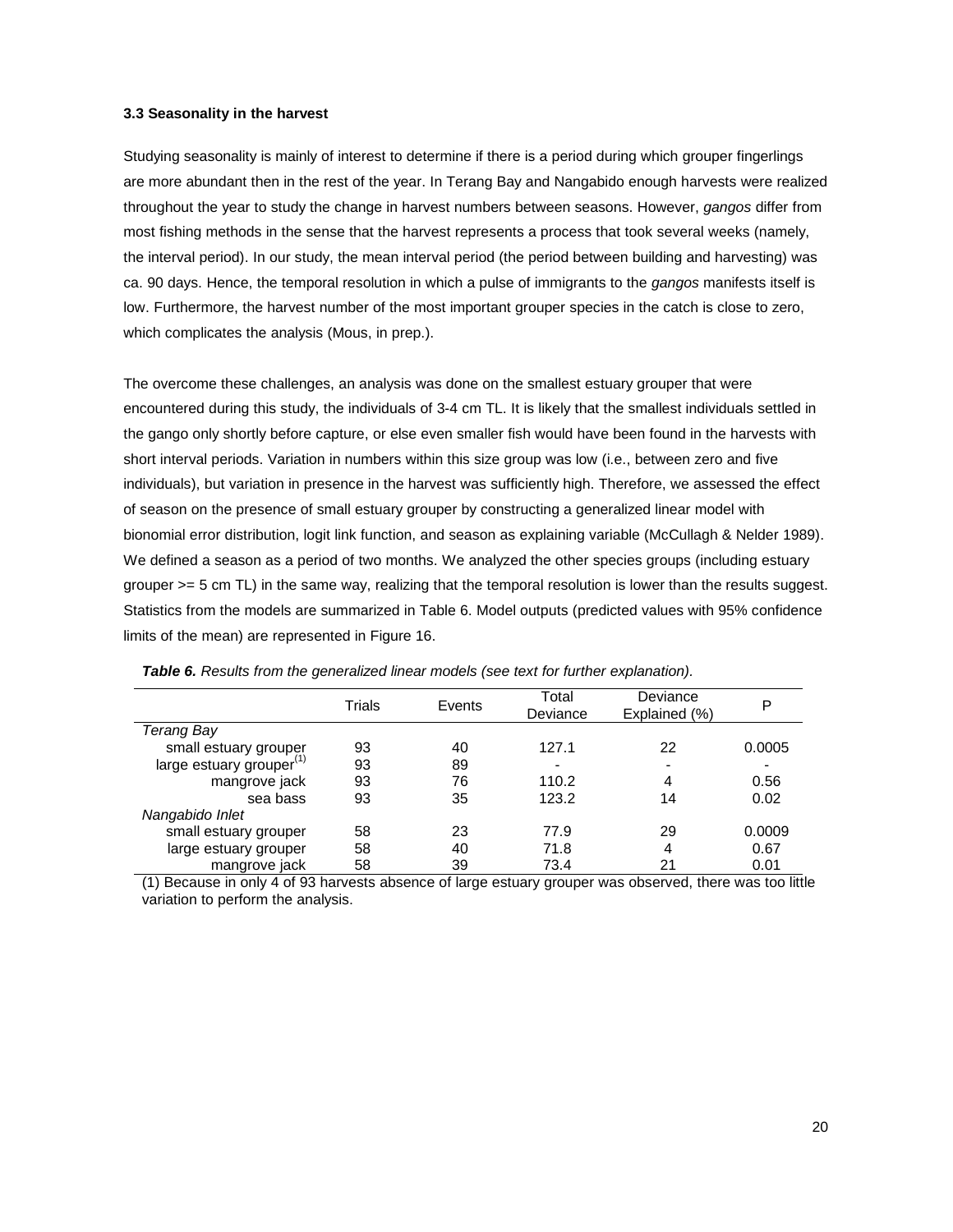### 3.3 Seasonality in the harvest

Studying seasonality is mainly of interest to determine if there is a period during which grouper fingerlings are more abundant then in the rest of the year. In Terang Bay and Nangabido enough harvests were realized throughout the year to study the change in harvest numbers between seasons. However, *gangos* differ from most fishing methods in the sense that the harvest represents a process that took several weeks (namely, the interval period). In our study, the mean interval period (the period between building and harvesting) was ca. 90 days. Hence, the temporal resolution in which a pulse of immigrants to the *gangos* manifests itself is low. Furthermore, the harvest number of the most important grouper species in the catch is close to zero, which complicates the analysis (Mous, in prep.).

The overcome these challenges, an analysis was done on the smallest estuary grouper that were encountered during this study, the individuals of 3-4 cm TL. It is likely that the smallest individuals settled in the gango only shortly before capture, or else even smaller fish would have been found in the harvests with short interval periods. Variation in numbers within this size group was low (i.e., between zero and five individuals), but variation in presence in the harvest was sufficiently high. Therefore, we assessed the effect of season on the presence of small estuary grouper by constructing a generalized linear model with bionomial error distribution, logit link function, and season as explaining variable (McCullagh & Nelder 1989). We defined a season as a period of two months. We analyzed the other species groups (including estuary grouper >= 5 cm TL) in the same way, realizing that the temporal resolution is lower than the results suggest. Statistics from the models are summarized in Table 6. Model outputs (predicted values with 95% confidence limits of the mean) are represented in Figure 16.

***Table 6.*** *Results from the generalized linear models (see text for further explanation).*

| | Trials | Events | Total Deviance | Deviance Explained (%) | P |
|---|---|---|---|---|---|
| *Terang Bay* | | | | | |
| small estuary grouper | 93 | 40 | 127.1 | 22 | 0.0005 |
| large estuary grouper(1) | 93 | 89 | - | - | - |
| mangrove jack | 93 | 76 | 110.2 | 4 | 0.56 |
| sea bass | 93 | 35 | 123.2 | 14 | 0.02 |
| *Nangabido Inlet* | | | | | |
| small estuary grouper | 58 | 23 | 77.9 | 29 | 0.0009 |
| large estuary grouper | 58 | 40 | 71.8 | 4 | 0.67 |
| mangrove jack | 58 | 39 | 73.4 | 21 | 0.01 |

(1) Because in only 4 of 93 harvests absence of large estuary grouper was observed, there was too little variation to perform the analysis.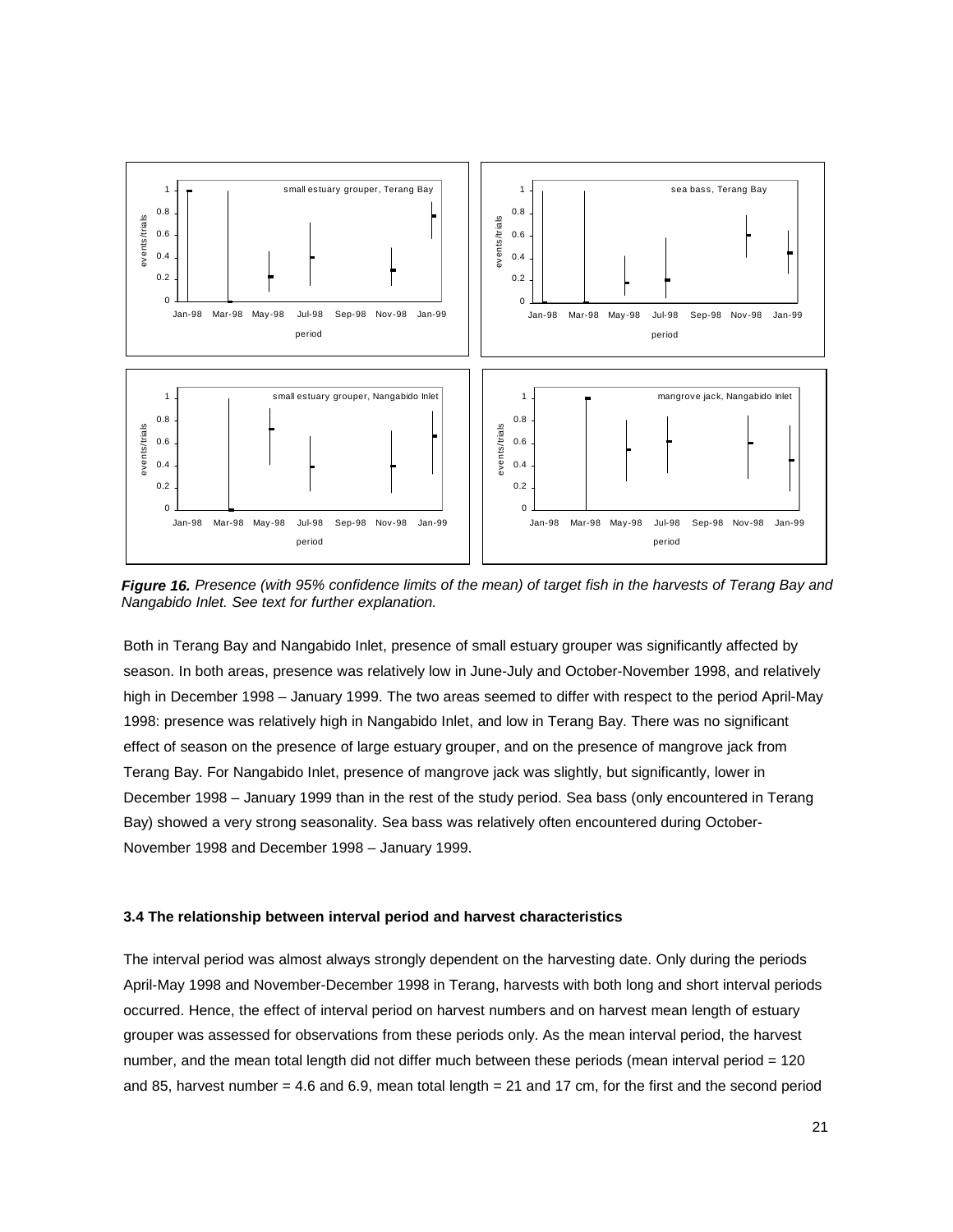*Figure 16.* *Presence (with 95% confidence limits of the mean) of target fish in the harvests of Terang Bay and Nangabido Inlet. See text for further explanation.*

Both in Terang Bay and Nangabido Inlet, presence of small estuary grouper was significantly affected by season. In both areas, presence was relatively low in June-July and October-November 1998, and relatively high in December 1998 – January 1999. The two areas seemed to differ with respect to the period April-May 1998: presence was relatively high in Nangabido Inlet, and low in Terang Bay. There was no significant effect of season on the presence of large estuary grouper, and on the presence of mangrove jack from Terang Bay. For Nangabido Inlet, presence of mangrove jack was slightly, but significantly, lower in December 1998 – January 1999 than in the rest of the study period. Sea bass (only encountered in Terang Bay) showed a very strong seasonality. Sea bass was relatively often encountered during October-November 1998 and December 1998 – January 1999.

### 3.4 The relationship between interval period and harvest characteristics

The interval period was almost always strongly dependent on the harvesting date. Only during the periods April-May 1998 and November-December 1998 in Terang, harvests with both long and short interval periods occurred. Hence, the effect of interval period on harvest numbers and on harvest mean length of estuary grouper was assessed for observations from these periods only. As the mean interval period, the harvest number, and the mean total length did not differ much between these periods (mean interval period = 120 and 85, harvest number = 4.6 and 6.9, mean total length = 21 and 17 cm, for the first and the second period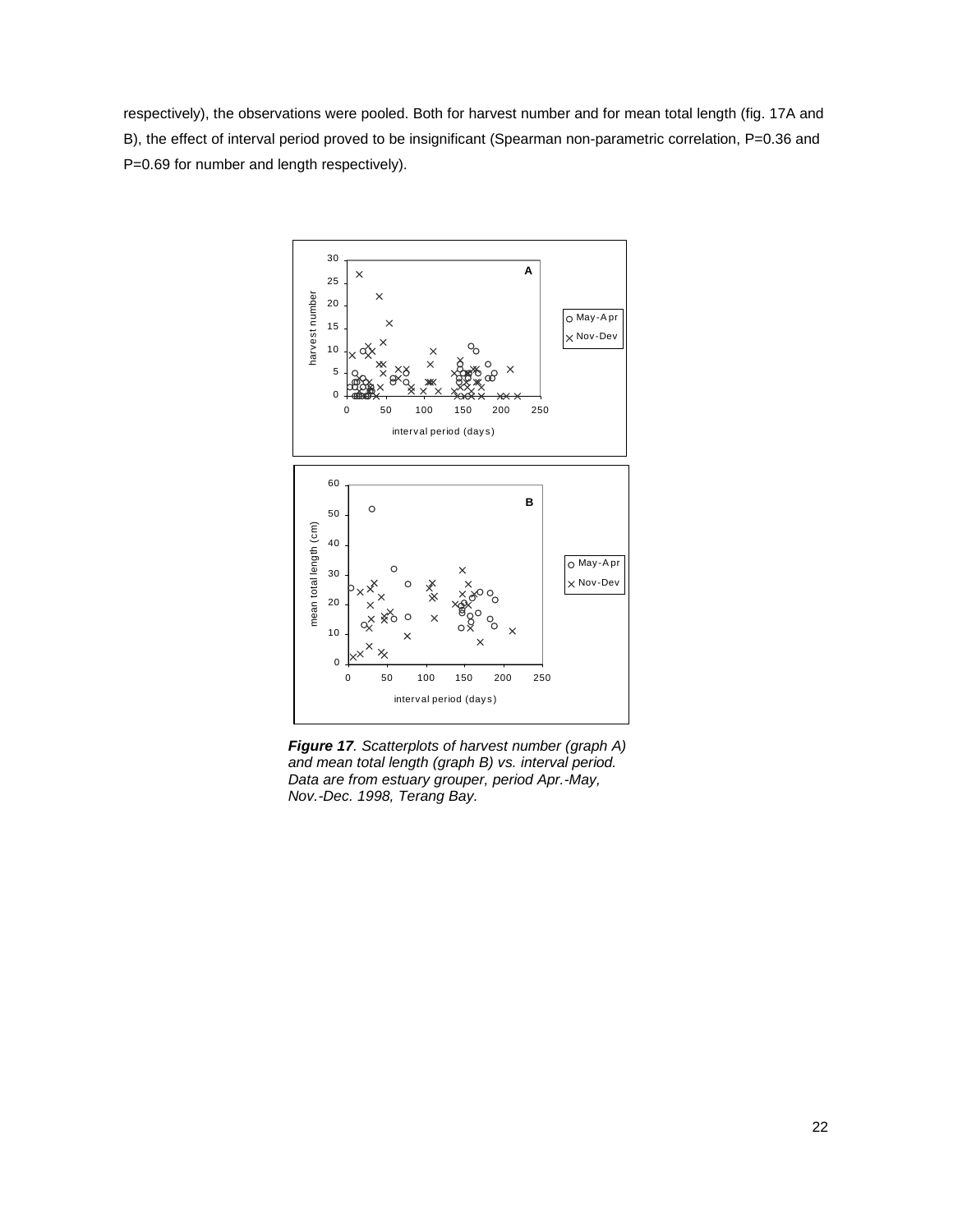respectively), the observations were pooled. Both for harvest number and for mean total length (fig. 17A and B), the effect of interval period proved to be insignificant (Spearman non-parametric correlation, P=0.36 and P=0.69 for number and length respectively).

***Figure 17**. Scatterplots of harvest number (graph A) and mean total length (graph B) vs. interval period. Data are from estuary grouper, period Apr.-May, Nov.-Dec. 1998, Terang Bay.*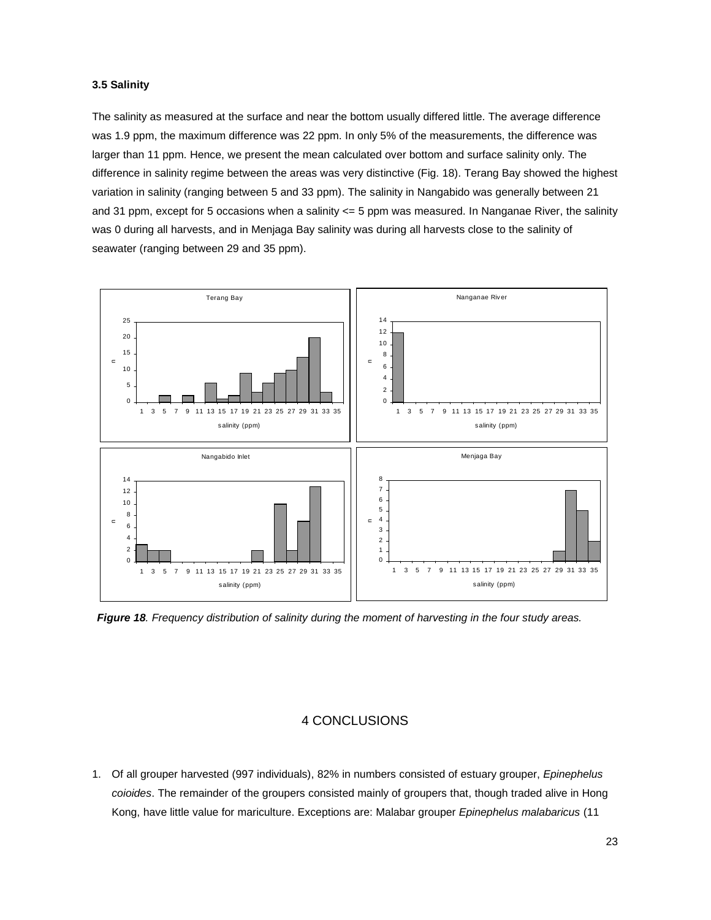**3.5 Salinity**

The salinity as measured at the surface and near the bottom usually differed little. The average difference was 1.9 ppm, the maximum difference was 22 ppm. In only 5% of the measurements, the difference was larger than 11 ppm. Hence, we present the mean calculated over bottom and surface salinity only. The difference in salinity regime between the areas was very distinctive (Fig. 18). Terang Bay showed the highest variation in salinity (ranging between 5 and 33 ppm). The salinity in Nangabido was generally between 21 and 31 ppm, except for 5 occasions when a salinity <= 5 ppm was measured. In Nanganae River, the salinity was 0 during all harvests, and in Menjaga Bay salinity was during all harvests close to the salinity of seawater (ranging between 29 and 35 ppm).

***Figure 18**. Frequency distribution of salinity during the moment of harvesting in the four study areas.*

# 4 CONCLUSIONS

1. Of all grouper harvested (997 individuals), 82% in numbers consisted of estuary grouper, *Epinephelus coioides*. The remainder of the groupers consisted mainly of groupers that, though traded alive in Hong Kong, have little value for mariculture. Exceptions are: Malabar grouper *Epinephelus malabaricus* (11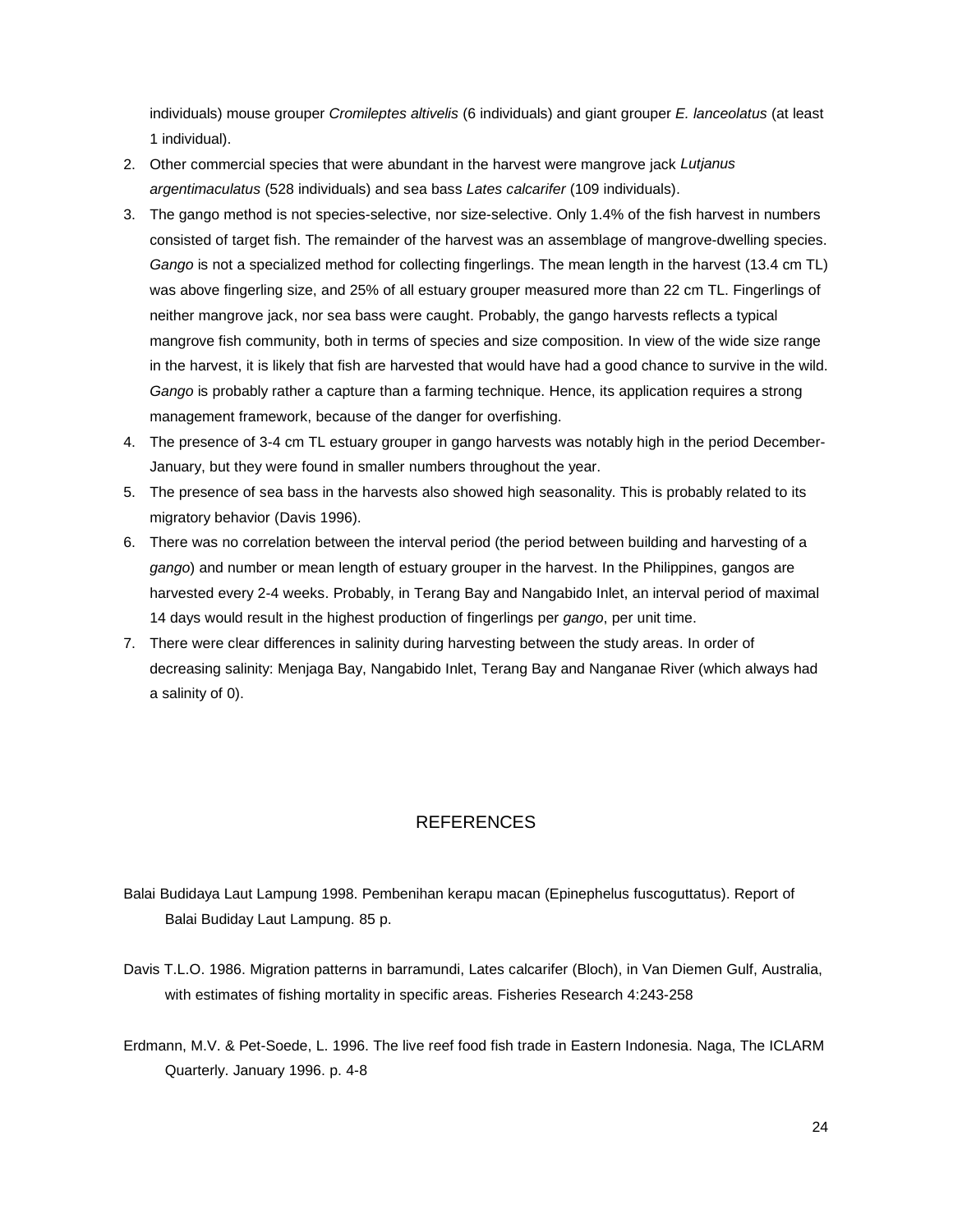individuals) mouse grouper *Cromileptes altivelis* (6 individuals) and giant grouper *E. lanceolatus* (at least 1 individual).

2. Other commercial species that were abundant in the harvest were mangrove jack *Lutjanus argentimaculatus* (528 individuals) and sea bass *Lates calcarifer* (109 individuals).
3. The gango method is not species-selective, nor size-selective. Only 1.4% of the fish harvest in numbers consisted of target fish. The remainder of the harvest was an assemblage of mangrove-dwelling species. *Gango* is not a specialized method for collecting fingerlings. The mean length in the harvest (13.4 cm TL) was above fingerling size, and 25% of all estuary grouper measured more than 22 cm TL. Fingerlings of neither mangrove jack, nor sea bass were caught. Probably, the gango harvests reflects a typical mangrove fish community, both in terms of species and size composition. In view of the wide size range in the harvest, it is likely that fish are harvested that would have had a good chance to survive in the wild. *Gango* is probably rather a capture than a farming technique. Hence, its application requires a strong management framework, because of the danger for overfishing.
4. The presence of 3-4 cm TL estuary grouper in gango harvests was notably high in the period December-January, but they were found in smaller numbers throughout the year.
5. The presence of sea bass in the harvests also showed high seasonality. This is probably related to its migratory behavior (Davis 1996).
6. There was no correlation between the interval period (the period between building and harvesting of a *gango*) and number or mean length of estuary grouper in the harvest. In the Philippines, gangos are harvested every 2-4 weeks. Probably, in Terang Bay and Nangabido Inlet, an interval period of maximal 14 days would result in the highest production of fingerlings per *gango*, per unit time.
7. There were clear differences in salinity during harvesting between the study areas. In order of decreasing salinity: Menjaga Bay, Nangabido Inlet, Terang Bay and Nanganae River (which always had a salinity of 0).

## REFERENCES

Balai Budidaya Laut Lampung 1998. Pembenihan kerapu macan (Epinephelus fuscoguttatus). Report of Balai Budiday Laut Lampung. 85 p.

Davis T.L.O. 1986. Migration patterns in barramundi, Lates calcarifer (Bloch), in Van Diemen Gulf, Australia, with estimates of fishing mortality in specific areas. Fisheries Research 4:243-258

Erdmann, M.V. & Pet-Soede, L. 1996. The live reef food fish trade in Eastern Indonesia. Naga, The ICLARM Quarterly. January 1996. p. 4-8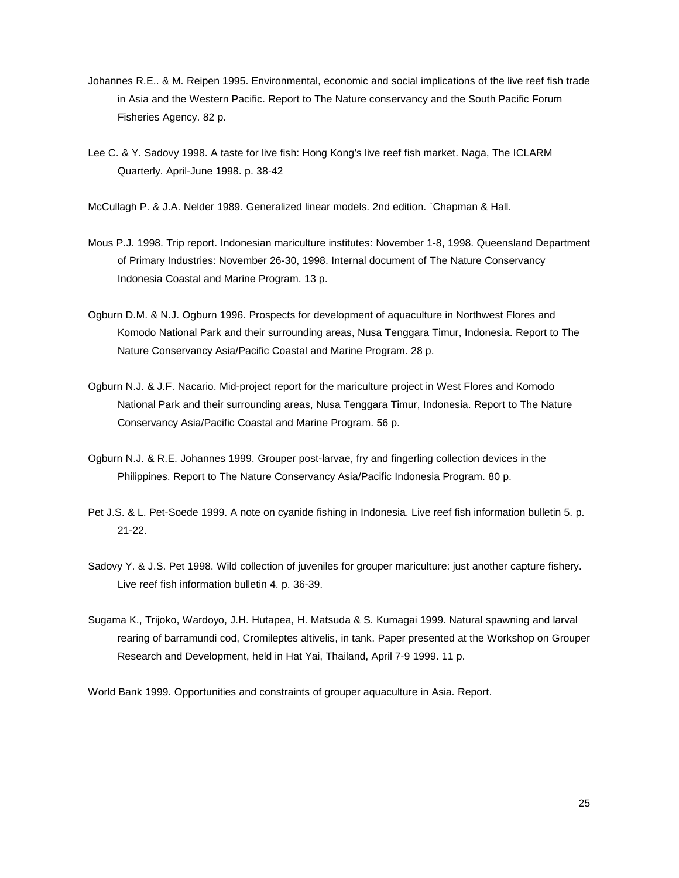Johannes R.E.. & M. Reipen 1995. Environmental, economic and social implications of the live reef fish trade in Asia and the Western Pacific. Report to The Nature conservancy and the South Pacific Forum Fisheries Agency. 82 p.

Lee C. & Y. Sadovy 1998. A taste for live fish: Hong Kong's live reef fish market. Naga, The ICLARM Quarterly. April-June 1998. p. 38-42

McCullagh P. & J.A. Nelder 1989. Generalized linear models. 2nd edition. `Chapman & Hall.

Mous P.J. 1998. Trip report. Indonesian mariculture institutes: November 1-8, 1998. Queensland Department of Primary Industries: November 26-30, 1998. Internal document of The Nature Conservancy Indonesia Coastal and Marine Program. 13 p.

Ogburn D.M. & N.J. Ogburn 1996. Prospects for development of aquaculture in Northwest Flores and Komodo National Park and their surrounding areas, Nusa Tenggara Timur, Indonesia. Report to The Nature Conservancy Asia/Pacific Coastal and Marine Program. 28 p.

Ogburn N.J. & J.F. Nacario. Mid-project report for the mariculture project in West Flores and Komodo National Park and their surrounding areas, Nusa Tenggara Timur, Indonesia. Report to The Nature Conservancy Asia/Pacific Coastal and Marine Program. 56 p.

Ogburn N.J. & R.E. Johannes 1999. Grouper post-larvae, fry and fingerling collection devices in the Philippines. Report to The Nature Conservancy Asia/Pacific Indonesia Program. 80 p.

Pet J.S. & L. Pet-Soede 1999. A note on cyanide fishing in Indonesia. Live reef fish information bulletin 5. p. 21-22.

Sadovy Y. & J.S. Pet 1998. Wild collection of juveniles for grouper mariculture: just another capture fishery. Live reef fish information bulletin 4. p. 36-39.

Sugama K., Trijoko, Wardoyo, J.H. Hutapea, H. Matsuda & S. Kumagai 1999. Natural spawning and larval rearing of barramundi cod, Cromileptes altivelis, in tank. Paper presented at the Workshop on Grouper Research and Development, held in Hat Yai, Thailand, April 7-9 1999. 11 p.

World Bank 1999. Opportunities and constraints of grouper aquaculture in Asia. Report.